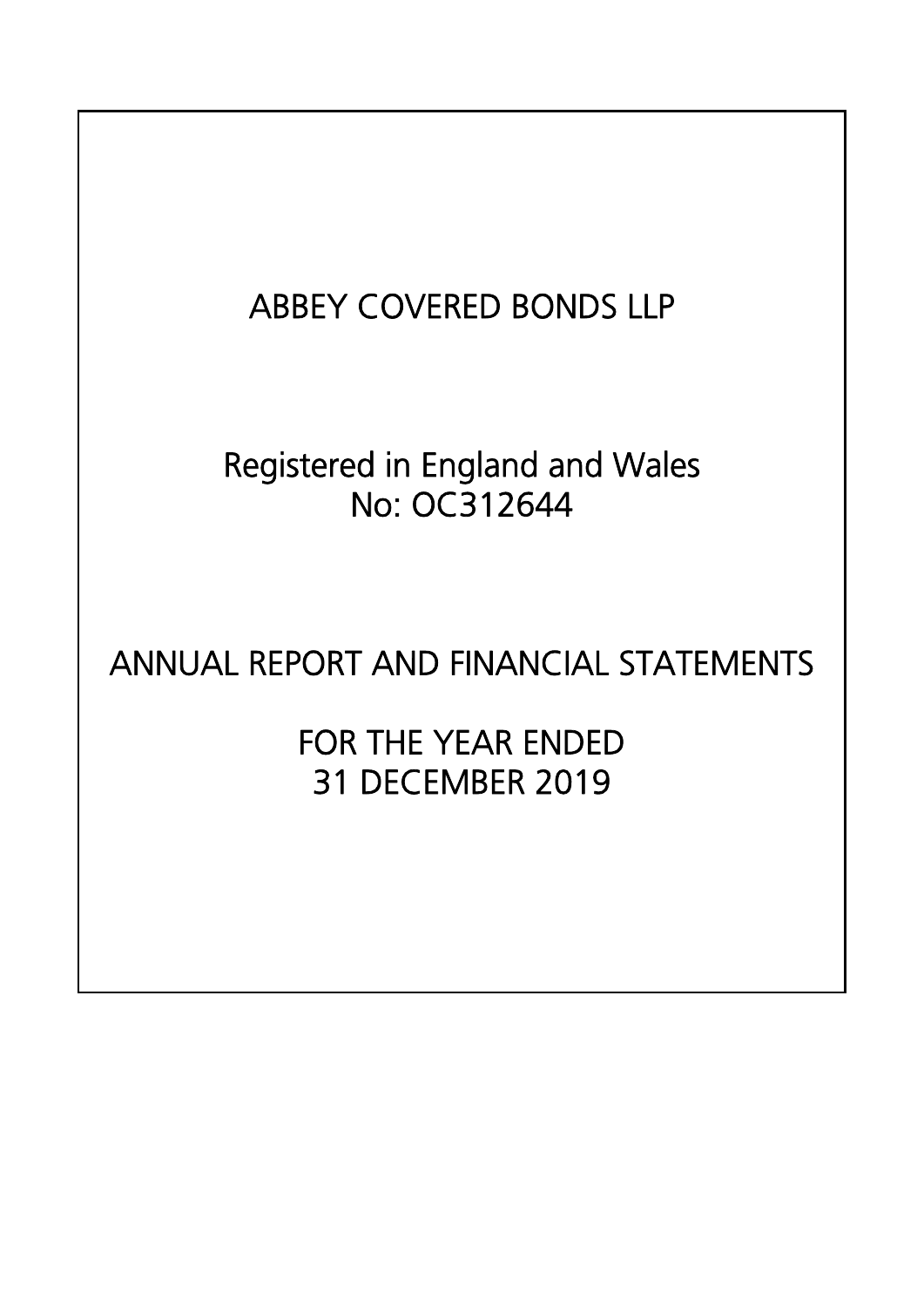# ABBEY COVERED BONDS LLP

Registered in England and Wales
No: OC312644

## ANNUAL REPORT AND FINANCIAL STATEMENTS

FOR THE YEAR ENDED
31 DECEMBER 2019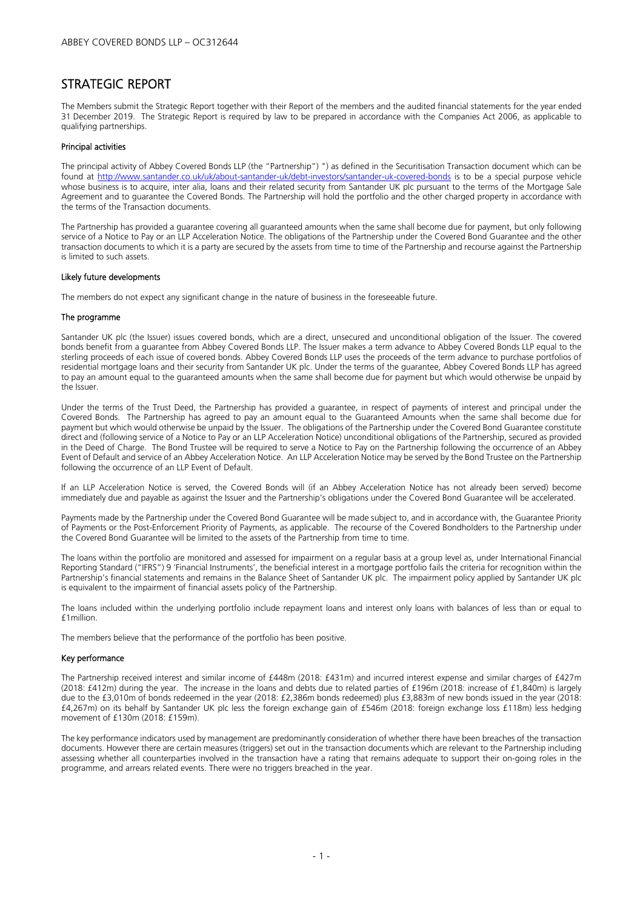# STRATEGIC REPORT

The Members submit the Strategic Report together with their Report of the members and the audited financial statements for the year ended 31 December 2019. The Strategic Report is required by law to be prepared in accordance with the Companies Act 2006, as applicable to qualifying partnerships.

### Principal activities

The principal activity of Abbey Covered Bonds LLP (the "Partnership") ") as defined in the Securitisation Transaction document which can be found at http://www.santander.co.uk/uk/about-santander-uk/debt-investors/santander-uk-covered-bonds is to be a special purpose vehicle whose business is to acquire, inter alia, loans and their related security from Santander UK plc pursuant to the terms of the Mortgage Sale Agreement and to guarantee the Covered Bonds. The Partnership will hold the portfolio and the other charged property in accordance with the terms of the Transaction documents.

The Partnership has provided a guarantee covering all guaranteed amounts when the same shall become due for payment, but only following service of a Notice to Pay or an LLP Acceleration Notice. The obligations of the Partnership under the Covered Bond Guarantee and the other transaction documents to which it is a party are secured by the assets from time to time of the Partnership and recourse against the Partnership is limited to such assets.

### Likely future developments

The members do not expect any significant change in the nature of business in the foreseeable future.

### The programme

Santander UK plc (the Issuer) issues covered bonds, which are a direct, unsecured and unconditional obligation of the Issuer. The covered bonds benefit from a guarantee from Abbey Covered Bonds LLP. The Issuer makes a term advance to Abbey Covered Bonds LLP equal to the sterling proceeds of each issue of covered bonds. Abbey Covered Bonds LLP uses the proceeds of the term advance to purchase portfolios of residential mortgage loans and their security from Santander UK plc. Under the terms of the guarantee, Abbey Covered Bonds LLP has agreed to pay an amount equal to the guaranteed amounts when the same shall become due for payment but which would otherwise be unpaid by the Issuer.

Under the terms of the Trust Deed, the Partnership has provided a guarantee, in respect of payments of interest and principal under the Covered Bonds. The Partnership has agreed to pay an amount equal to the Guaranteed Amounts when the same shall become due for payment but which would otherwise be unpaid by the Issuer. The obligations of the Partnership under the Covered Bond Guarantee constitute direct and (following service of a Notice to Pay or an LLP Acceleration Notice) unconditional obligations of the Partnership, secured as provided in the Deed of Charge. The Bond Trustee will be required to serve a Notice to Pay on the Partnership following the occurrence of an Abbey Event of Default and service of an Abbey Acceleration Notice. An LLP Acceleration Notice may be served by the Bond Trustee on the Partnership following the occurrence of an LLP Event of Default.

If an LLP Acceleration Notice is served, the Covered Bonds will (if an Abbey Acceleration Notice has not already been served) become immediately due and payable as against the Issuer and the Partnership's obligations under the Covered Bond Guarantee will be accelerated.

Payments made by the Partnership under the Covered Bond Guarantee will be made subject to, and in accordance with, the Guarantee Priority of Payments or the Post-Enforcement Priority of Payments, as applicable. The recourse of the Covered Bondholders to the Partnership under the Covered Bond Guarantee will be limited to the assets of the Partnership from time to time.

The loans within the portfolio are monitored and assessed for impairment on a regular basis at a group level as, under International Financial Reporting Standard ("IFRS") 9 'Financial Instruments', the beneficial interest in a mortgage portfolio fails the criteria for recognition within the Partnership's financial statements and remains in the Balance Sheet of Santander UK plc. The impairment policy applied by Santander UK plc is equivalent to the impairment of financial assets policy of the Partnership.

The loans included within the underlying portfolio include repayment loans and interest only loans with balances of less than or equal to £1million.

The members believe that the performance of the portfolio has been positive.

### Key performance

The Partnership received interest and similar income of £448m (2018: £431m) and incurred interest expense and similar charges of £427m (2018: £412m) during the year. The increase in the loans and debts due to related parties of £196m (2018: increase of £1,840m) is largely due to the £3,010m of bonds redeemed in the year (2018: £2,386m bonds redeemed) plus £3,883m of new bonds issued in the year (2018: £4,267m) on its behalf by Santander UK plc less the foreign exchange gain of £546m (2018: foreign exchange loss £118m) less hedging movement of £130m (2018: £159m).

The key performance indicators used by management are predominantly consideration of whether there have been breaches of the transaction documents. However there are certain measures (triggers) set out in the transaction documents which are relevant to the Partnership including assessing whether all counterparties involved in the transaction have a rating that remains adequate to support their on-going roles in the programme, and arrears related events. There were no triggers breached in the year.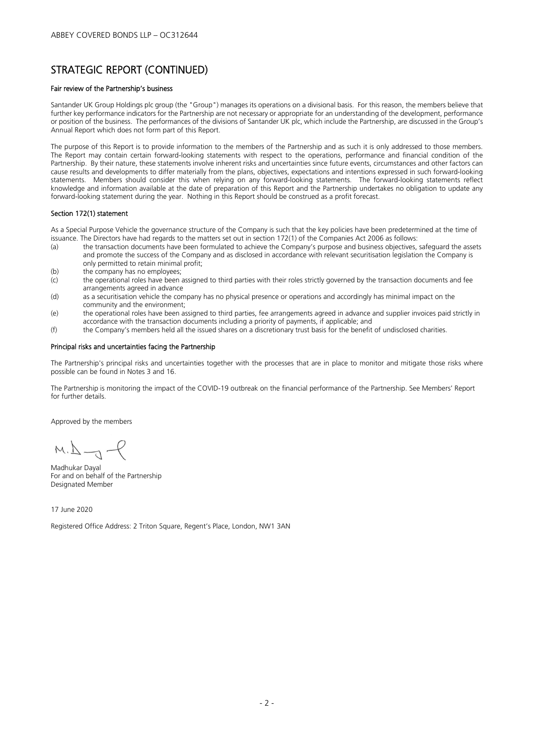ABBEY COVERED BONDS LLP – OC312644

# STRATEGIC REPORT (CONTINUED)

### Fair review of the Partnership's business

Santander UK Group Holdings plc group (the "Group") manages its operations on a divisional basis. For this reason, the members believe that further key performance indicators for the Partnership are not necessary or appropriate for an understanding of the development, performance or position of the business. The performances of the divisions of Santander UK plc, which include the Partnership, are discussed in the Group's Annual Report which does not form part of this Report.

The purpose of this Report is to provide information to the members of the Partnership and as such it is only addressed to those members. The Report may contain certain forward-looking statements with respect to the operations, performance and financial condition of the Partnership. By their nature, these statements involve inherent risks and uncertainties since future events, circumstances and other factors can cause results and developments to differ materially from the plans, objectives, expectations and intentions expressed in such forward-looking statements. Members should consider this when relying on any forward-looking statements. The forward-looking statements reflect knowledge and information available at the date of preparation of this Report and the Partnership undertakes no obligation to update any forward-looking statement during the year. Nothing in this Report should be construed as a profit forecast.

### Section 172(1) statement

As a Special Purpose Vehicle the governance structure of the Company is such that the key policies have been predetermined at the time of issuance. The Directors have had regards to the matters set out in section 172(1) of the Companies Act 2006 as follows:

(a) the transaction documents have been formulated to achieve the Company's purpose and business objectives, safeguard the assets and promote the success of the Company and as disclosed in accordance with relevant securitisation legislation the Company is only permitted to retain minimal profit;

(b) the company has no employees;

(c) the operational roles have been assigned to third parties with their roles strictly governed by the transaction documents and fee arrangements agreed in advance

(d) as a securitisation vehicle the company has no physical presence or operations and accordingly has minimal impact on the community and the environment;

(e) the operational roles have been assigned to third parties, fee arrangements agreed in advance and supplier invoices paid strictly in accordance with the transaction documents including a priority of payments, if applicable; and

(f) the Company's members held all the issued shares on a discretionary trust basis for the benefit of undisclosed charities.

### Principal risks and uncertainties facing the Partnership

The Partnership's principal risks and uncertainties together with the processes that are in place to monitor and mitigate those risks where possible can be found in Notes 3 and 16.

The Partnership is monitoring the impact of the COVID-19 outbreak on the financial performance of the Partnership. See Members' Report for further details.

Approved by the members

Madhukar Dayal
For and on behalf of the Partnership
Designated Member

17 June 2020

Registered Office Address: 2 Triton Square, Regent's Place, London, NW1 3AN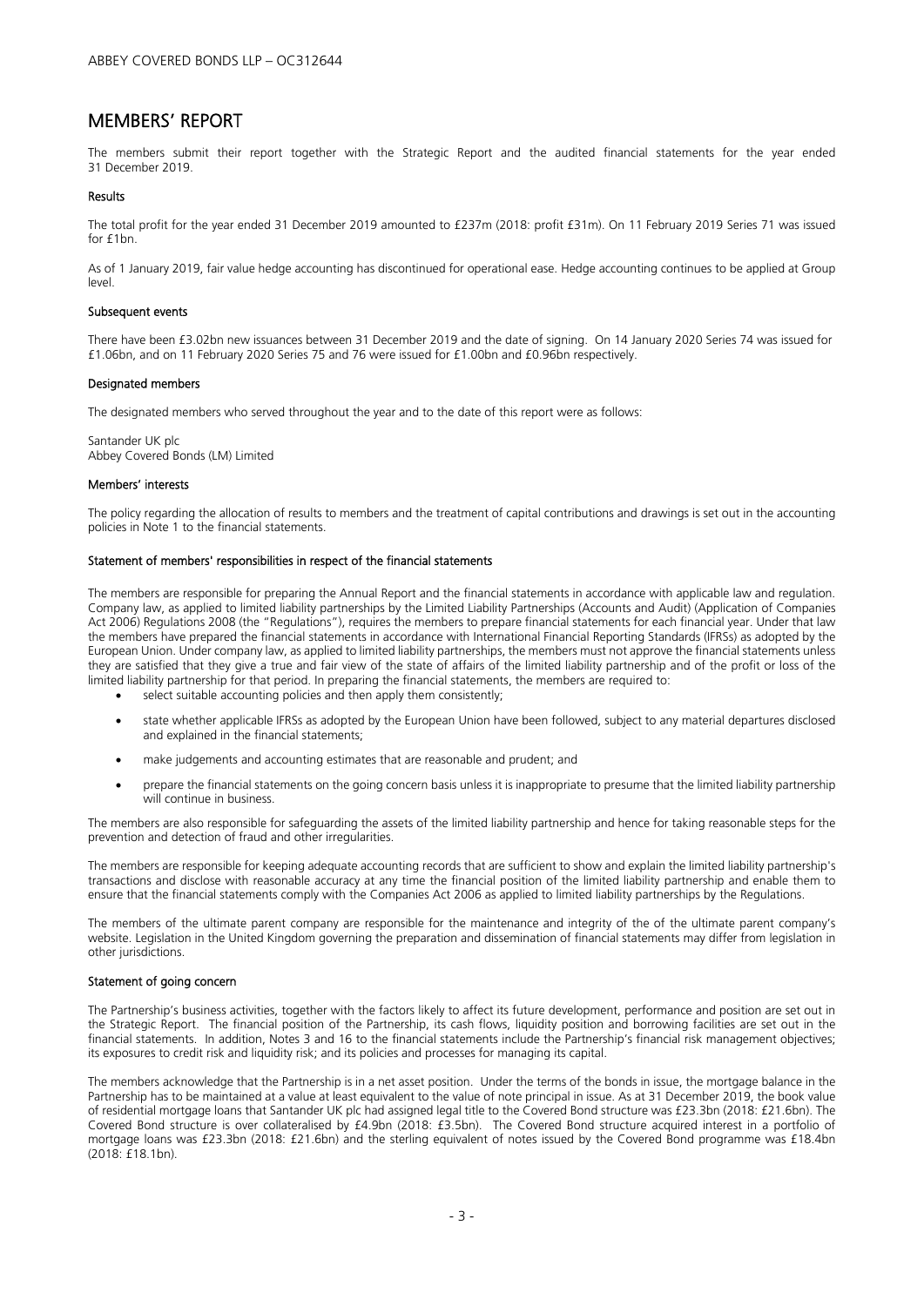# MEMBERS' REPORT

The members submit their report together with the Strategic Report and the audited financial statements for the year ended 31 December 2019.

### Results

The total profit for the year ended 31 December 2019 amounted to £237m (2018: profit £31m). On 11 February 2019 Series 71 was issued for £1bn.

As of 1 January 2019, fair value hedge accounting has discontinued for operational ease. Hedge accounting continues to be applied at Group level.

### Subsequent events

There have been £3.02bn new issuances between 31 December 2019 and the date of signing. On 14 January 2020 Series 74 was issued for £1.06bn, and on 11 February 2020 Series 75 and 76 were issued for £1.00bn and £0.96bn respectively.

### Designated members

The designated members who served throughout the year and to the date of this report were as follows:

Santander UK plc
Abbey Covered Bonds (LM) Limited

### Members' interests

The policy regarding the allocation of results to members and the treatment of capital contributions and drawings is set out in the accounting policies in Note 1 to the financial statements.

### Statement of members' responsibilities in respect of the financial statements

The members are responsible for preparing the Annual Report and the financial statements in accordance with applicable law and regulation. Company law, as applied to limited liability partnerships by the Limited Liability Partnerships (Accounts and Audit) (Application of Companies Act 2006) Regulations 2008 (the "Regulations"), requires the members to prepare financial statements for each financial year. Under that law the members have prepared the financial statements in accordance with International Financial Reporting Standards (IFRSs) as adopted by the European Union. Under company law, as applied to limited liability partnerships, the members must not approve the financial statements unless they are satisfied that they give a true and fair view of the state of affairs of the limited liability partnership and of the profit or loss of the limited liability partnership for that period. In preparing the financial statements, the members are required to:

- select suitable accounting policies and then apply them consistently;
- state whether applicable IFRSs as adopted by the European Union have been followed, subject to any material departures disclosed and explained in the financial statements;
- make judgements and accounting estimates that are reasonable and prudent; and
- prepare the financial statements on the going concern basis unless it is inappropriate to presume that the limited liability partnership will continue in business.

The members are also responsible for safeguarding the assets of the limited liability partnership and hence for taking reasonable steps for the prevention and detection of fraud and other irregularities.

The members are responsible for keeping adequate accounting records that are sufficient to show and explain the limited liability partnership's transactions and disclose with reasonable accuracy at any time the financial position of the limited liability partnership and enable them to ensure that the financial statements comply with the Companies Act 2006 as applied to limited liability partnerships by the Regulations.

The members of the ultimate parent company are responsible for the maintenance and integrity of the of the ultimate parent company's website. Legislation in the United Kingdom governing the preparation and dissemination of financial statements may differ from legislation in other jurisdictions.

### Statement of going concern

The Partnership's business activities, together with the factors likely to affect its future development, performance and position are set out in the Strategic Report. The financial position of the Partnership, its cash flows, liquidity position and borrowing facilities are set out in the financial statements. In addition, Notes 3 and 16 to the financial statements include the Partnership's financial risk management objectives; its exposures to credit risk and liquidity risk; and its policies and processes for managing its capital.

The members acknowledge that the Partnership is in a net asset position. Under the terms of the bonds in issue, the mortgage balance in the Partnership has to be maintained at a value at least equivalent to the value of note principal in issue. As at 31 December 2019, the book value of residential mortgage loans that Santander UK plc had assigned legal title to the Covered Bond structure was £23.3bn (2018: £21.6bn). The Covered Bond structure is over collateralised by £4.9bn (2018: £3.5bn). The Covered Bond structure acquired interest in a portfolio of mortgage loans was £23.3bn (2018: £21.6bn) and the sterling equivalent of notes issued by the Covered Bond programme was £18.4bn (2018: £18.1bn).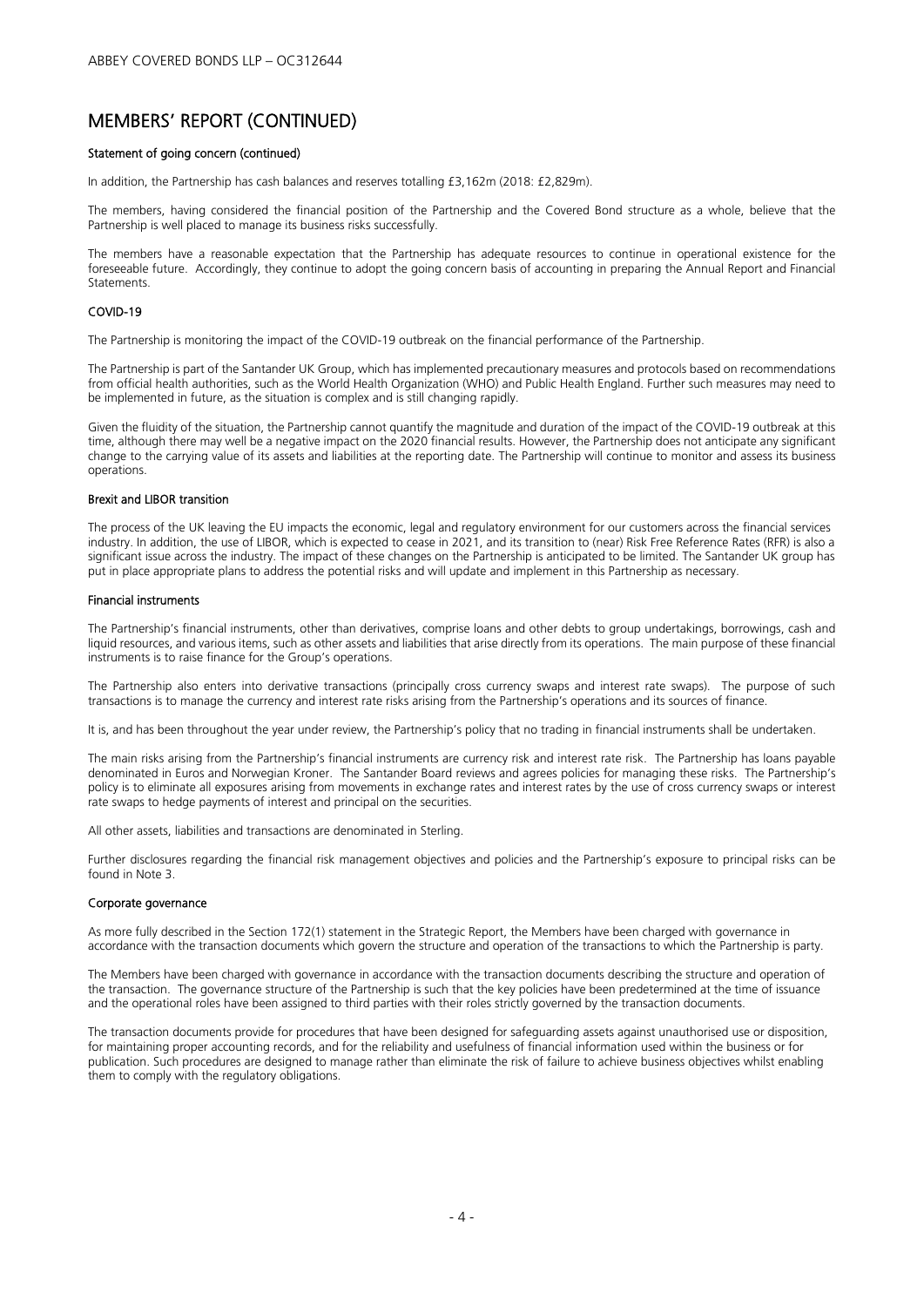# MEMBERS' REPORT (CONTINUED)

### Statement of going concern (continued)

In addition, the Partnership has cash balances and reserves totalling £3,162m (2018: £2,829m).

The members, having considered the financial position of the Partnership and the Covered Bond structure as a whole, believe that the Partnership is well placed to manage its business risks successfully.

The members have a reasonable expectation that the Partnership has adequate resources to continue in operational existence for the foreseeable future. Accordingly, they continue to adopt the going concern basis of accounting in preparing the Annual Report and Financial Statements.

### COVID-19

The Partnership is monitoring the impact of the COVID-19 outbreak on the financial performance of the Partnership.

The Partnership is part of the Santander UK Group, which has implemented precautionary measures and protocols based on recommendations from official health authorities, such as the World Health Organization (WHO) and Public Health England. Further such measures may need to be implemented in future, as the situation is complex and is still changing rapidly.

Given the fluidity of the situation, the Partnership cannot quantify the magnitude and duration of the impact of the COVID-19 outbreak at this time, although there may well be a negative impact on the 2020 financial results. However, the Partnership does not anticipate any significant change to the carrying value of its assets and liabilities at the reporting date. The Partnership will continue to monitor and assess its business operations.

### Brexit and LIBOR transition

The process of the UK leaving the EU impacts the economic, legal and regulatory environment for our customers across the financial services industry. In addition, the use of LIBOR, which is expected to cease in 2021, and its transition to (near) Risk Free Reference Rates (RFR) is also a significant issue across the industry. The impact of these changes on the Partnership is anticipated to be limited. The Santander UK group has put in place appropriate plans to address the potential risks and will update and implement in this Partnership as necessary.

### Financial instruments

The Partnership's financial instruments, other than derivatives, comprise loans and other debts to group undertakings, borrowings, cash and liquid resources, and various items, such as other assets and liabilities that arise directly from its operations. The main purpose of these financial instruments is to raise finance for the Group's operations.

The Partnership also enters into derivative transactions (principally cross currency swaps and interest rate swaps). The purpose of such transactions is to manage the currency and interest rate risks arising from the Partnership's operations and its sources of finance.

It is, and has been throughout the year under review, the Partnership's policy that no trading in financial instruments shall be undertaken.

The main risks arising from the Partnership's financial instruments are currency risk and interest rate risk. The Partnership has loans payable denominated in Euros and Norwegian Kroner. The Santander Board reviews and agrees policies for managing these risks. The Partnership's policy is to eliminate all exposures arising from movements in exchange rates and interest rates by the use of cross currency swaps or interest rate swaps to hedge payments of interest and principal on the securities.

All other assets, liabilities and transactions are denominated in Sterling.

Further disclosures regarding the financial risk management objectives and policies and the Partnership's exposure to principal risks can be found in Note 3.

### Corporate governance

As more fully described in the Section 172(1) statement in the Strategic Report, the Members have been charged with governance in accordance with the transaction documents which govern the structure and operation of the transactions to which the Partnership is party.

The Members have been charged with governance in accordance with the transaction documents describing the structure and operation of the transaction. The governance structure of the Partnership is such that the key policies have been predetermined at the time of issuance and the operational roles have been assigned to third parties with their roles strictly governed by the transaction documents.

The transaction documents provide for procedures that have been designed for safeguarding assets against unauthorised use or disposition, for maintaining proper accounting records, and for the reliability and usefulness of financial information used within the business or for publication. Such procedures are designed to manage rather than eliminate the risk of failure to achieve business objectives whilst enabling them to comply with the regulatory obligations.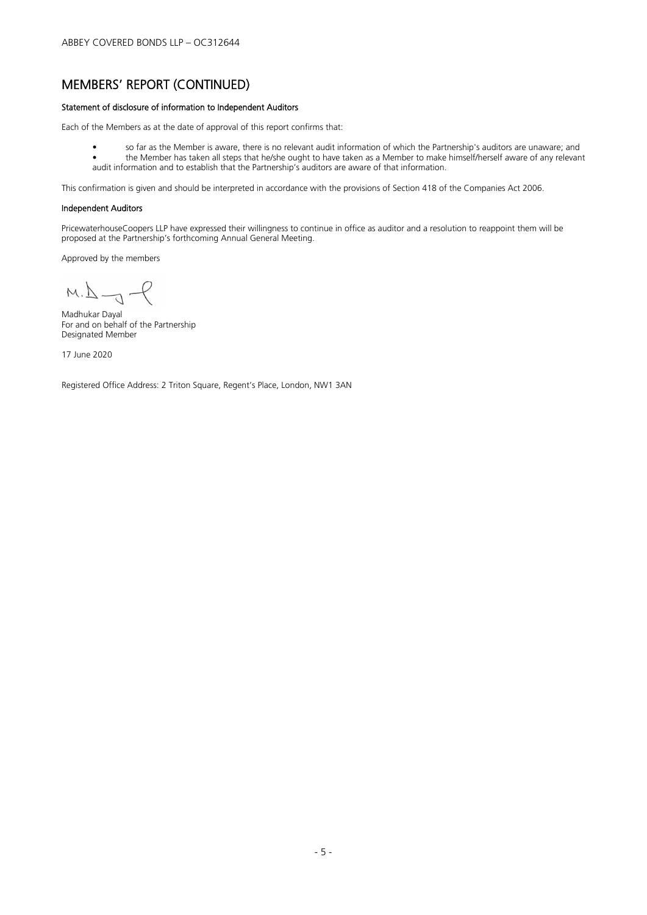## MEMBERS' REPORT (CONTINUED)

### Statement of disclosure of information to Independent Auditors

Each of the Members as at the date of approval of this report confirms that:

- so far as the Member is aware, there is no relevant audit information of which the Partnership's auditors are unaware; and
- the Member has taken all steps that he/she ought to have taken as a Member to make himself/herself aware of any relevant audit information and to establish that the Partnership's auditors are aware of that information.

This confirmation is given and should be interpreted in accordance with the provisions of Section 418 of the Companies Act 2006.

### Independent Auditors

PricewaterhouseCoopers LLP have expressed their willingness to continue in office as auditor and a resolution to reappoint them will be proposed at the Partnership's forthcoming Annual General Meeting.

Approved by the members

Madhukar Dayal
For and on behalf of the Partnership
Designated Member

17 June 2020

Registered Office Address: 2 Triton Square, Regent's Place, London, NW1 3AN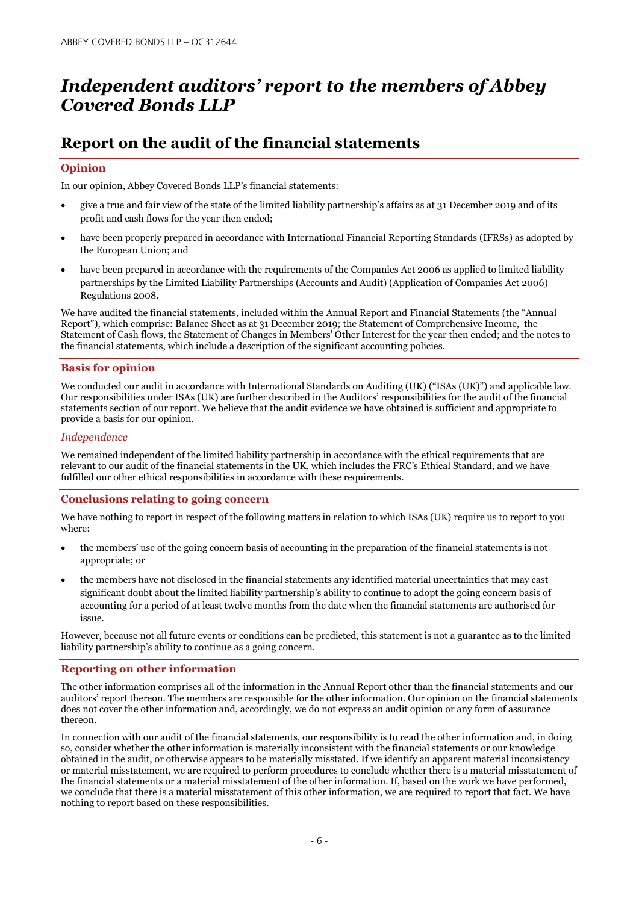# Independent auditors' report to the members of Abbey Covered Bonds LLP

## Report on the audit of the financial statements

### Opinion

In our opinion, Abbey Covered Bonds LLP's financial statements:

- give a true and fair view of the state of the limited liability partnership's affairs as at 31 December 2019 and of its profit and cash flows for the year then ended;
- have been properly prepared in accordance with International Financial Reporting Standards (IFRSs) as adopted by the European Union; and
- have been prepared in accordance with the requirements of the Companies Act 2006 as applied to limited liability partnerships by the Limited Liability Partnerships (Accounts and Audit) (Application of Companies Act 2006) Regulations 2008.

We have audited the financial statements, included within the Annual Report and Financial Statements (the "Annual Report"), which comprise: Balance Sheet as at 31 December 2019; the Statement of Comprehensive Income, the Statement of Cash flows, the Statement of Changes in Members' Other Interest for the year then ended; and the notes to the financial statements, which include a description of the significant accounting policies.

### Basis for opinion

We conducted our audit in accordance with International Standards on Auditing (UK) ("ISAs (UK)") and applicable law. Our responsibilities under ISAs (UK) are further described in the Auditors' responsibilities for the audit of the financial statements section of our report. We believe that the audit evidence we have obtained is sufficient and appropriate to provide a basis for our opinion.

*Independence*

We remained independent of the limited liability partnership in accordance with the ethical requirements that are relevant to our audit of the financial statements in the UK, which includes the FRC's Ethical Standard, and we have fulfilled our other ethical responsibilities in accordance with these requirements.

### Conclusions relating to going concern

We have nothing to report in respect of the following matters in relation to which ISAs (UK) require us to report to you where:

- the members' use of the going concern basis of accounting in the preparation of the financial statements is not appropriate; or
- the members have not disclosed in the financial statements any identified material uncertainties that may cast significant doubt about the limited liability partnership's ability to continue to adopt the going concern basis of accounting for a period of at least twelve months from the date when the financial statements are authorised for issue.

However, because not all future events or conditions can be predicted, this statement is not a guarantee as to the limited liability partnership's ability to continue as a going concern.

### Reporting on other information

The other information comprises all of the information in the Annual Report other than the financial statements and our auditors' report thereon. The members are responsible for the other information. Our opinion on the financial statements does not cover the other information and, accordingly, we do not express an audit opinion or any form of assurance thereon.

In connection with our audit of the financial statements, our responsibility is to read the other information and, in doing so, consider whether the other information is materially inconsistent with the financial statements or our knowledge obtained in the audit, or otherwise appears to be materially misstated. If we identify an apparent material inconsistency or material misstatement, we are required to perform procedures to conclude whether there is a material misstatement of the financial statements or a material misstatement of the other information. If, based on the work we have performed, we conclude that there is a material misstatement of this other information, we are required to report that fact. We have nothing to report based on these responsibilities.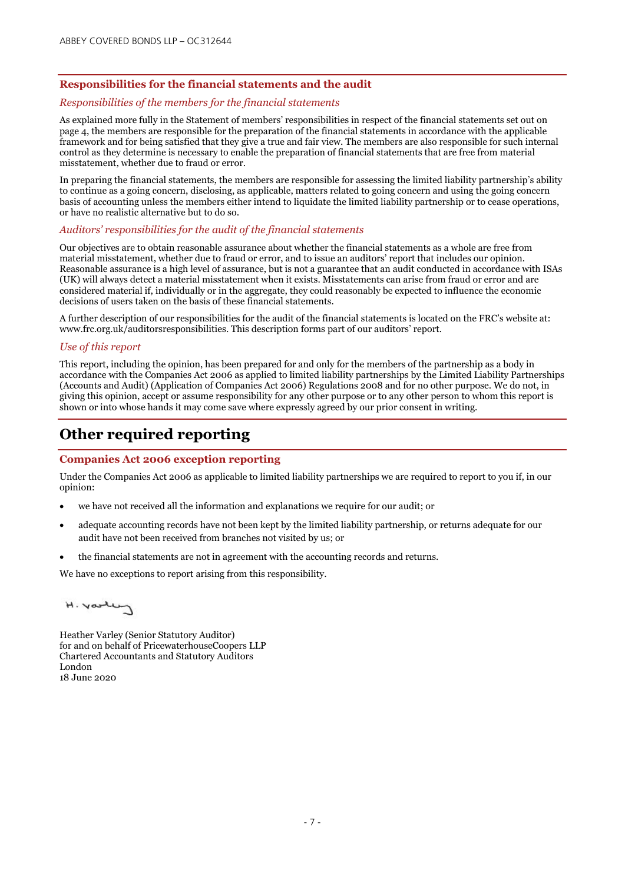## Responsibilities for the financial statements and the audit

### *Responsibilities of the members for the financial statements*

As explained more fully in the Statement of members' responsibilities in respect of the financial statements set out on page 4, the members are responsible for the preparation of the financial statements in accordance with the applicable framework and for being satisfied that they give a true and fair view. The members are also responsible for such internal control as they determine is necessary to enable the preparation of financial statements that are free from material misstatement, whether due to fraud or error.

In preparing the financial statements, the members are responsible for assessing the limited liability partnership's ability to continue as a going concern, disclosing, as applicable, matters related to going concern and using the going concern basis of accounting unless the members either intend to liquidate the limited liability partnership or to cease operations, or have no realistic alternative but to do so.

### *Auditors' responsibilities for the audit of the financial statements*

Our objectives are to obtain reasonable assurance about whether the financial statements as a whole are free from material misstatement, whether due to fraud or error, and to issue an auditors' report that includes our opinion. Reasonable assurance is a high level of assurance, but is not a guarantee that an audit conducted in accordance with ISAs (UK) will always detect a material misstatement when it exists. Misstatements can arise from fraud or error and are considered material if, individually or in the aggregate, they could reasonably be expected to influence the economic decisions of users taken on the basis of these financial statements.

A further description of our responsibilities for the audit of the financial statements is located on the FRC's website at: www.frc.org.uk/auditorsresponsibilities. This description forms part of our auditors' report.

### *Use of this report*

This report, including the opinion, has been prepared for and only for the members of the partnership as a body in accordance with the Companies Act 2006 as applied to limited liability partnerships by the Limited Liability Partnerships (Accounts and Audit) (Application of Companies Act 2006) Regulations 2008 and for no other purpose. We do not, in giving this opinion, accept or assume responsibility for any other purpose or to any other person to whom this report is shown or into whose hands it may come save where expressly agreed by our prior consent in writing.

# Other required reporting

## Companies Act 2006 exception reporting

Under the Companies Act 2006 as applicable to limited liability partnerships we are required to report to you if, in our opinion:

- we have not received all the information and explanations we require for our audit; or
- adequate accounting records have not been kept by the limited liability partnership, or returns adequate for our audit have not been received from branches not visited by us; or
- the financial statements are not in agreement with the accounting records and returns.

We have no exceptions to report arising from this responsibility.

H. Varley

Heather Varley (Senior Statutory Auditor)
for and on behalf of PricewaterhouseCoopers LLP
Chartered Accountants and Statutory Auditors
London
18 June 2020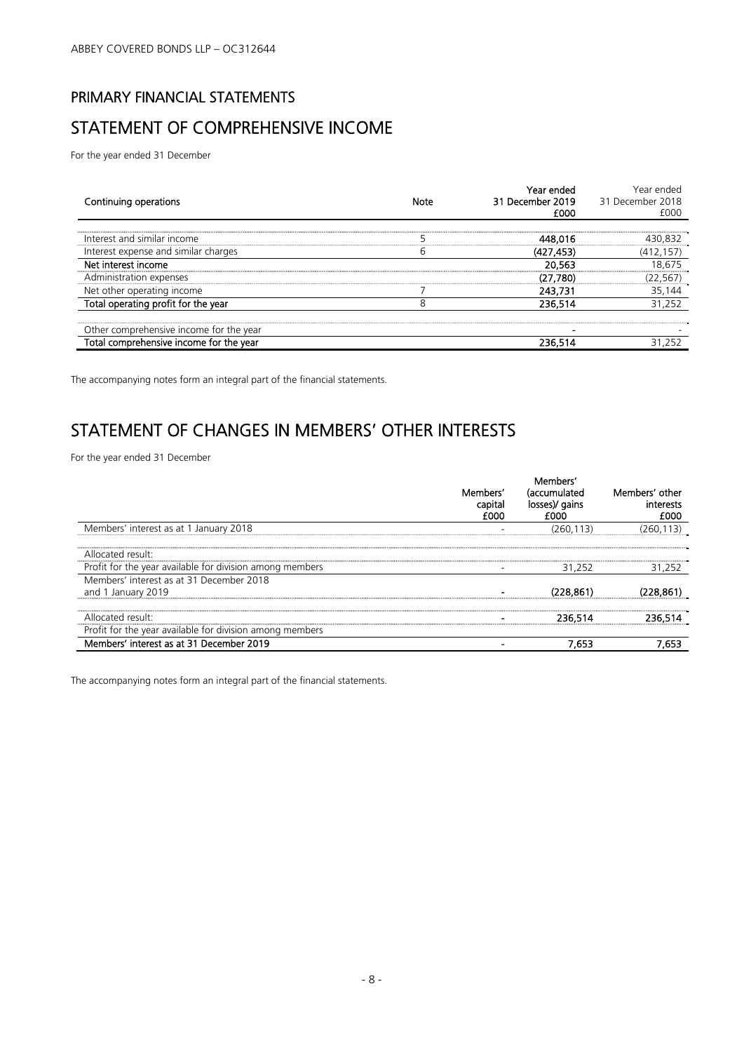ABBEY COVERED BONDS LLP – OC312644

## PRIMARY FINANCIAL STATEMENTS

# STATEMENT OF COMPREHENSIVE INCOME

For the year ended 31 December

| Continuing operations | Note | Year ended 31 December 2019 £000 | Year ended 31 December 2018 £000 |
|---|---|---|---|
| Interest and similar income | 5 | 448,016 | 430,832 |
| Interest expense and similar charges | 6 | (427,453) | (412,157) |
| **Net interest income** | | **20,563** | 18,675 |
| Administration expenses | | (27,780) | (22,567) |
| Net other operating income | 7 | 243,731 | 35,144 |
| **Total operating profit for the year** | 8 | **236,514** | 31,252 |
| | | | |
| Other comprehensive income for the year | | - | - |
| **Total comprehensive income for the year** | | **236,514** | 31,252 |

The accompanying notes form an integral part of the financial statements.

# STATEMENT OF CHANGES IN MEMBERS' OTHER INTERESTS

For the year ended 31 December

| | Members' capital £000 | Members' (accumulated losses)/ gains £000 | Members' other interests £000 |
|---|---|---|---|
| Members' interest as at 1 January 2018 | - | (260,113) | (260,113) |
| | | | |
| Allocated result: | | | |
| Profit for the year available for division among members | - | 31,252 | 31,252 |
| Members' interest as at 31 December 2018 and 1 January 2019 | - | (228,861) | (228,861) |
| | | | |
| Allocated result: | - | 236,514 | 236,514 |
| Profit for the year available for division among members | | | |
| **Members' interest as at 31 December 2019** | - | **7,653** | **7,653** |

The accompanying notes form an integral part of the financial statements.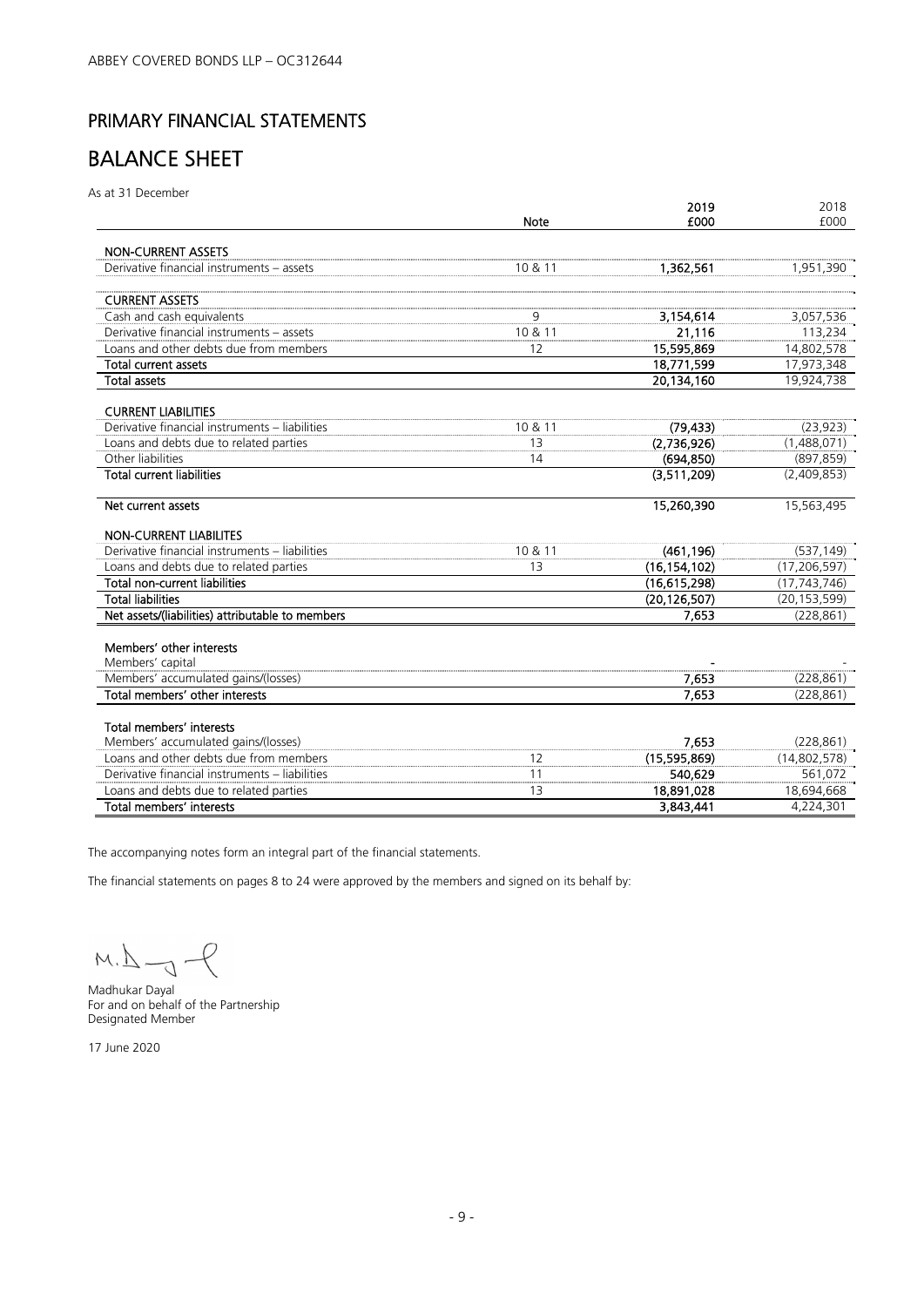ABBEY COVERED BONDS LLP – OC312644

## PRIMARY FINANCIAL STATEMENTS

# BALANCE SHEET

As at 31 December

| | Note | 2019 £000 | 2018 £000 |
|---|---|---|---|
| **NON-CURRENT ASSETS** | | | |
| Derivative financial instruments – assets | 10 & 11 | **1,362,561** | 1,951,390 |
| | | | |
| **CURRENT ASSETS** | | | |
| Cash and cash equivalents | 9 | **3,154,614** | 3,057,536 |
| Derivative financial instruments – assets | 10 & 11 | **21,116** | 113,234 |
| Loans and other debts due from members | 12 | **15,595,869** | 14,802,578 |
| **Total current assets** | | **18,771,599** | 17,973,348 |
| **Total assets** | | **20,134,160** | 19,924,738 |
| | | | |
| **CURRENT LIABILITIES** | | | |
| Derivative financial instruments – liabilities | 10 & 11 | **(79,433)** | (23,923) |
| Loans and debts due to related parties | 13 | **(2,736,926)** | (1,488,071) |
| Other liabilities | 14 | **(694,850)** | (897,859) |
| **Total current liabilities** | | **(3,511,209)** | (2,409,853) |
| | | | |
| **Net current assets** | | **15,260,390** | 15,563,495 |
| | | | |
| **NON-CURRENT LIABILITES** | | | |
| Derivative financial instruments – liabilities | 10 & 11 | **(461,196)** | (537,149) |
| Loans and debts due to related parties | 13 | **(16,154,102)** | (17,206,597) |
| **Total non-current liabilities** | | **(16,615,298)** | (17,743,746) |
| **Total liabilities** | | **(20,126,507)** | (20,153,599) |
| **Net assets/(liabilities) attributable to members** | | **7,653** | (228,861) |
| | | | |
| **Members' other interests** | | | |
| Members' capital | | **-** | - |
| Members' accumulated gains/(losses) | | **7,653** | (228,861) |
| **Total members' other interests** | | **7,653** | (228,861) |
| | | | |
| **Total members' interests** | | | |
| Members' accumulated gains/(losses) | | **7,653** | (228,861) |
| Loans and other debts due from members | 12 | **(15,595,869)** | (14,802,578) |
| Derivative financial instruments – liabilities | 11 | **540,629** | 561,072 |
| Loans and debts due to related parties | 13 | **18,891,028** | 18,694,668 |
| **Total members' interests** | | **3,843,441** | 4,224,301 |

The accompanying notes form an integral part of the financial statements.

The financial statements on pages 8 to 24 were approved by the members and signed on its behalf by:

Madhukar Dayal
For and on behalf of the Partnership
Designated Member

17 June 2020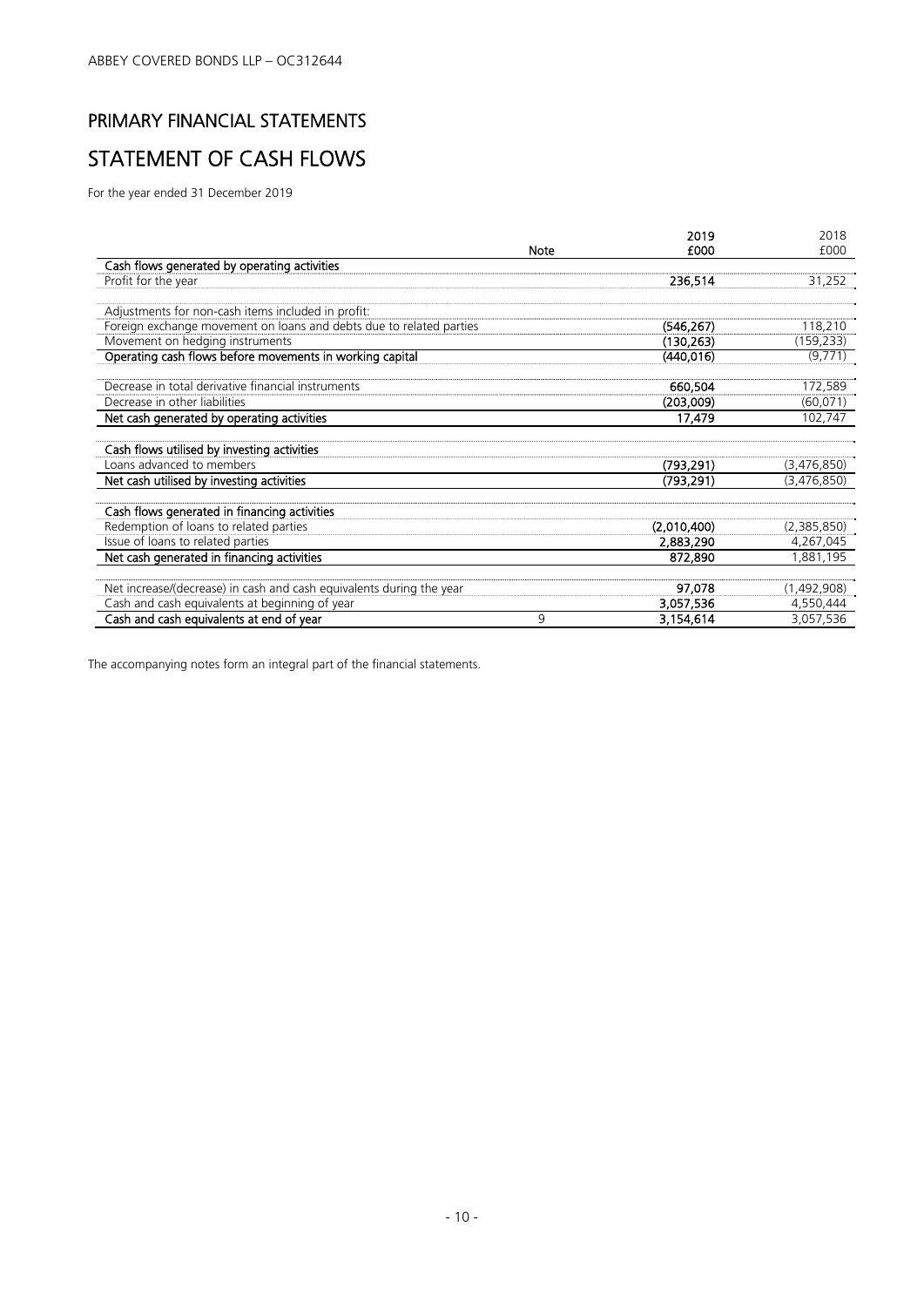ABBEY COVERED BONDS LLP – OC312644

# PRIMARY FINANCIAL STATEMENTS

# STATEMENT OF CASH FLOWS

For the year ended 31 December 2019

| | Note | 2019 £000 | 2018 £000 |
|---|---|---|---|
| **Cash flows generated by operating activities** | | | |
| Profit for the year | | **236,514** | 31,252 |
| | | | |
| Adjustments for non-cash items included in profit: | | | |
| Foreign exchange movement on loans and debts due to related parties | | **(546,267)** | 118,210 |
| Movement on hedging instruments | | **(130,263)** | (159,233) |
| **Operating cash flows before movements in working capital** | | **(440,016)** | (9,771) |
| | | | |
| Decrease in total derivative financial instruments | | **660,504** | 172,589 |
| Decrease in other liabilities | | **(203,009)** | (60,071) |
| **Net cash generated by operating activities** | | **17,479** | 102,747 |
| | | | |
| **Cash flows utilised by investing activities** | | | |
| Loans advanced to members | | **(793,291)** | (3,476,850) |
| **Net cash utilised by investing activities** | | **(793,291)** | (3,476,850) |
| | | | |
| **Cash flows generated in financing activities** | | | |
| Redemption of loans to related parties | | **(2,010,400)** | (2,385,850) |
| Issue of loans to related parties | | **2,883,290** | 4,267,045 |
| **Net cash generated in financing activities** | | **872,890** | 1,881,195 |
| | | | |
| Net increase/(decrease) in cash and cash equivalents during the year | | **97,078** | (1,492,908) |
| Cash and cash equivalents at beginning of year | | **3,057,536** | 4,550,444 |
| **Cash and cash equivalents at end of year** | 9 | **3,154,614** | 3,057,536 |

The accompanying notes form an integral part of the financial statements.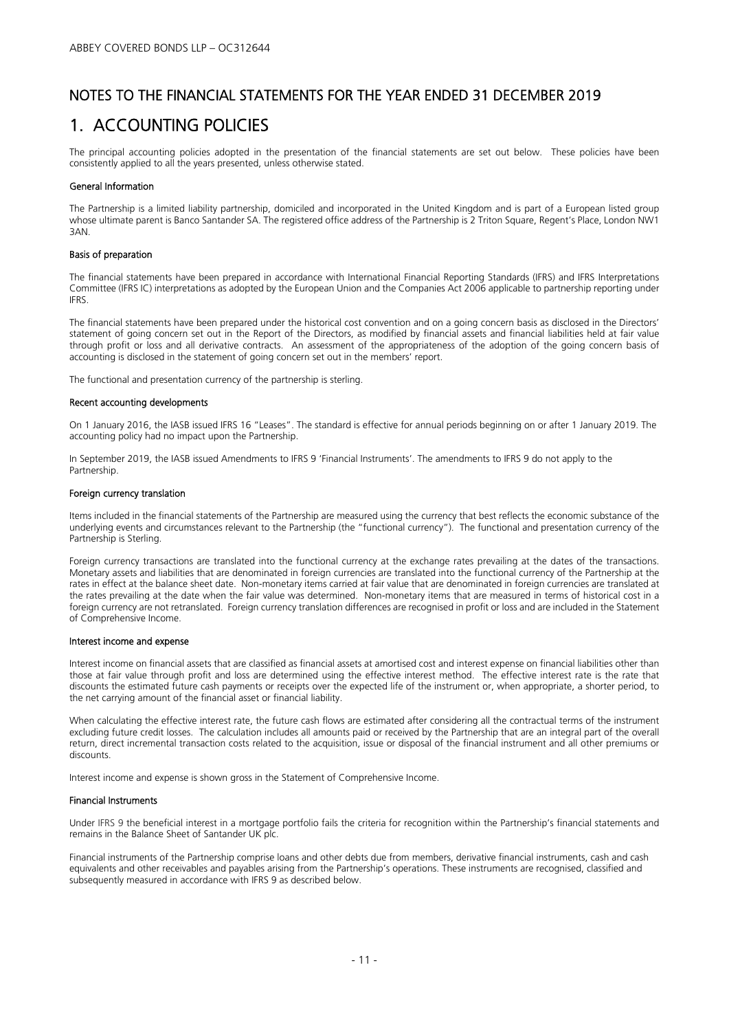# NOTES TO THE FINANCIAL STATEMENTS FOR THE YEAR ENDED 31 DECEMBER 2019

# 1. ACCOUNTING POLICIES

The principal accounting policies adopted in the presentation of the financial statements are set out below. These policies have been consistently applied to all the years presented, unless otherwise stated.

#### General Information

The Partnership is a limited liability partnership, domiciled and incorporated in the United Kingdom and is part of a European listed group whose ultimate parent is Banco Santander SA. The registered office address of the Partnership is 2 Triton Square, Regent's Place, London NW1 3AN.

#### Basis of preparation

The financial statements have been prepared in accordance with International Financial Reporting Standards (IFRS) and IFRS Interpretations Committee (IFRS IC) interpretations as adopted by the European Union and the Companies Act 2006 applicable to partnership reporting under IFRS.

The financial statements have been prepared under the historical cost convention and on a going concern basis as disclosed in the Directors' statement of going concern set out in the Report of the Directors, as modified by financial assets and financial liabilities held at fair value through profit or loss and all derivative contracts. An assessment of the appropriateness of the adoption of the going concern basis of accounting is disclosed in the statement of going concern set out in the members' report.

The functional and presentation currency of the partnership is sterling.

#### Recent accounting developments

On 1 January 2016, the IASB issued IFRS 16 "Leases". The standard is effective for annual periods beginning on or after 1 January 2019. The accounting policy had no impact upon the Partnership.

In September 2019, the IASB issued Amendments to IFRS 9 'Financial Instruments'. The amendments to IFRS 9 do not apply to the Partnership.

#### Foreign currency translation

Items included in the financial statements of the Partnership are measured using the currency that best reflects the economic substance of the underlying events and circumstances relevant to the Partnership (the "functional currency"). The functional and presentation currency of the Partnership is Sterling.

Foreign currency transactions are translated into the functional currency at the exchange rates prevailing at the dates of the transactions. Monetary assets and liabilities that are denominated in foreign currencies are translated into the functional currency of the Partnership at the rates in effect at the balance sheet date. Non-monetary items carried at fair value that are denominated in foreign currencies are translated at the rates prevailing at the date when the fair value was determined. Non-monetary items that are measured in terms of historical cost in a foreign currency are not retranslated. Foreign currency translation differences are recognised in profit or loss and are included in the Statement of Comprehensive Income.

#### Interest income and expense

Interest income on financial assets that are classified as financial assets at amortised cost and interest expense on financial liabilities other than those at fair value through profit and loss are determined using the effective interest method. The effective interest rate is the rate that discounts the estimated future cash payments or receipts over the expected life of the instrument or, when appropriate, a shorter period, to the net carrying amount of the financial asset or financial liability.

When calculating the effective interest rate, the future cash flows are estimated after considering all the contractual terms of the instrument excluding future credit losses. The calculation includes all amounts paid or received by the Partnership that are an integral part of the overall return, direct incremental transaction costs related to the acquisition, issue or disposal of the financial instrument and all other premiums or discounts.

Interest income and expense is shown gross in the Statement of Comprehensive Income.

#### Financial Instruments

Under IFRS 9 the beneficial interest in a mortgage portfolio fails the criteria for recognition within the Partnership's financial statements and remains in the Balance Sheet of Santander UK plc.

Financial instruments of the Partnership comprise loans and other debts due from members, derivative financial instruments, cash and cash equivalents and other receivables and payables arising from the Partnership's operations. These instruments are recognised, classified and subsequently measured in accordance with IFRS 9 as described below.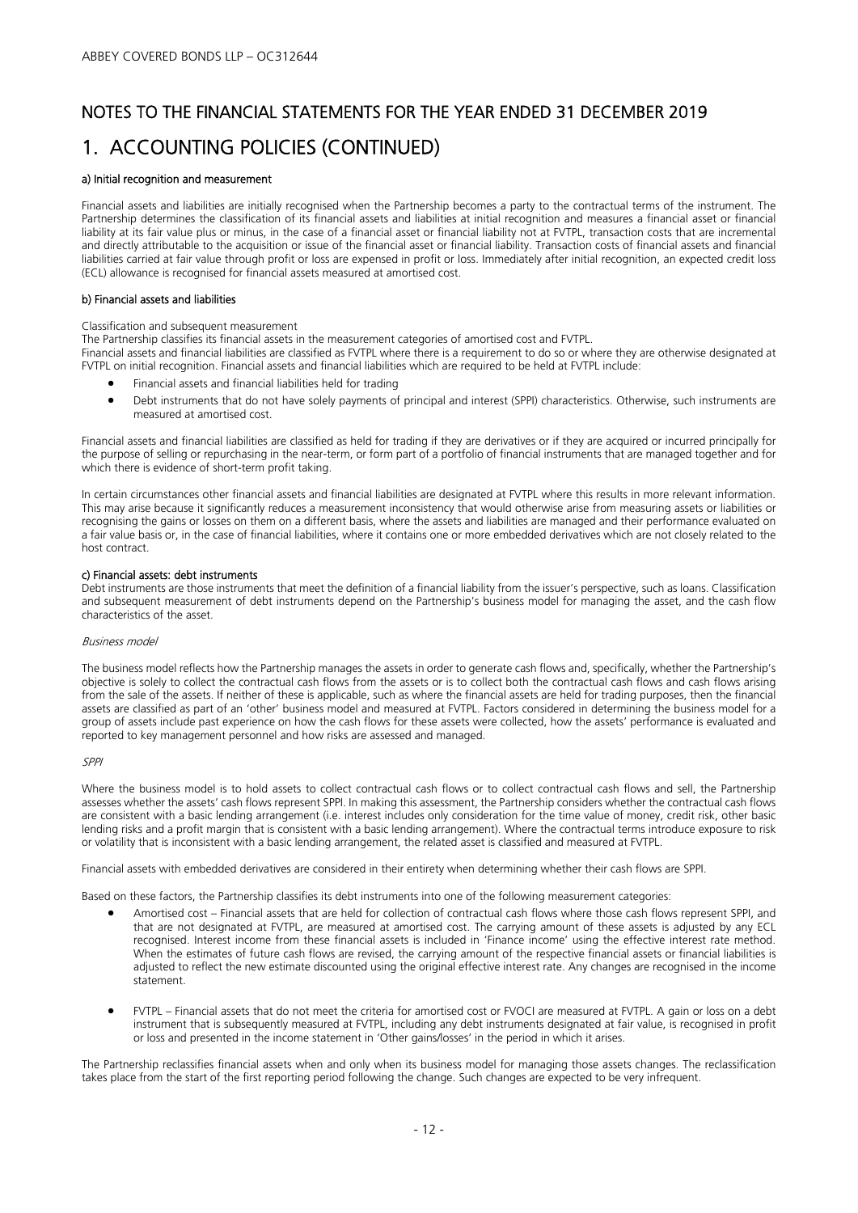## NOTES TO THE FINANCIAL STATEMENTS FOR THE YEAR ENDED 31 DECEMBER 2019

# 1. ACCOUNTING POLICIES (CONTINUED)

#### a) Initial recognition and measurement

Financial assets and liabilities are initially recognised when the Partnership becomes a party to the contractual terms of the instrument. The Partnership determines the classification of its financial assets and liabilities at initial recognition and measures a financial asset or financial liability at its fair value plus or minus, in the case of a financial asset or financial liability not at FVTPL, transaction costs that are incremental and directly attributable to the acquisition or issue of the financial asset or financial liability. Transaction costs of financial assets and financial liabilities carried at fair value through profit or loss are expensed in profit or loss. Immediately after initial recognition, an expected credit loss (ECL) allowance is recognised for financial assets measured at amortised cost.

#### b) Financial assets and liabilities

Classification and subsequent measurement

The Partnership classifies its financial assets in the measurement categories of amortised cost and FVTPL.

Financial assets and financial liabilities are classified as FVTPL where there is a requirement to do so or where they are otherwise designated at FVTPL on initial recognition. Financial assets and financial liabilities which are required to be held at FVTPL include:

- Financial assets and financial liabilities held for trading
- Debt instruments that do not have solely payments of principal and interest (SPPI) characteristics. Otherwise, such instruments are measured at amortised cost.

Financial assets and financial liabilities are classified as held for trading if they are derivatives or if they are acquired or incurred principally for the purpose of selling or repurchasing in the near-term, or form part of a portfolio of financial instruments that are managed together and for which there is evidence of short-term profit taking.

In certain circumstances other financial assets and financial liabilities are designated at FVTPL where this results in more relevant information. This may arise because it significantly reduces a measurement inconsistency that would otherwise arise from measuring assets or liabilities or recognising the gains or losses on them on a different basis, where the assets and liabilities are managed and their performance evaluated on a fair value basis or, in the case of financial liabilities, where it contains one or more embedded derivatives which are not closely related to the host contract.

#### c) Financial assets: debt instruments

Debt instruments are those instruments that meet the definition of a financial liability from the issuer's perspective, such as loans. Classification and subsequent measurement of debt instruments depend on the Partnership's business model for managing the asset, and the cash flow characteristics of the asset.

*Business model*

The business model reflects how the Partnership manages the assets in order to generate cash flows and, specifically, whether the Partnership's objective is solely to collect the contractual cash flows from the assets or is to collect both the contractual cash flows and cash flows arising from the sale of the assets. If neither of these is applicable, such as where the financial assets are held for trading purposes, then the financial assets are classified as part of an 'other' business model and measured at FVTPL. Factors considered in determining the business model for a group of assets include past experience on how the cash flows for these assets were collected, how the assets' performance is evaluated and reported to key management personnel and how risks are assessed and managed.

*SPPI*

Where the business model is to hold assets to collect contractual cash flows or to collect contractual cash flows and sell, the Partnership assesses whether the assets' cash flows represent SPPI. In making this assessment, the Partnership considers whether the contractual cash flows are consistent with a basic lending arrangement (i.e. interest includes only consideration for the time value of money, credit risk, other basic lending risks and a profit margin that is consistent with a basic lending arrangement). Where the contractual terms introduce exposure to risk or volatility that is inconsistent with a basic lending arrangement, the related asset is classified and measured at FVTPL.

Financial assets with embedded derivatives are considered in their entirety when determining whether their cash flows are SPPI.

Based on these factors, the Partnership classifies its debt instruments into one of the following measurement categories:

- Amortised cost – Financial assets that are held for collection of contractual cash flows where those cash flows represent SPPI, and that are not designated at FVTPL, are measured at amortised cost. The carrying amount of these assets is adjusted by any ECL recognised. Interest income from these financial assets is included in 'Finance income' using the effective interest rate method. When the estimates of future cash flows are revised, the carrying amount of the respective financial assets or financial liabilities is adjusted to reflect the new estimate discounted using the original effective interest rate. Any changes are recognised in the income statement.

- FVTPL – Financial assets that do not meet the criteria for amortised cost or FVOCI are measured at FVTPL. A gain or loss on a debt instrument that is subsequently measured at FVTPL, including any debt instruments designated at fair value, is recognised in profit or loss and presented in the income statement in 'Other gains/losses' in the period in which it arises.

The Partnership reclassifies financial assets when and only when its business model for managing those assets changes. The reclassification takes place from the start of the first reporting period following the change. Such changes are expected to be very infrequent.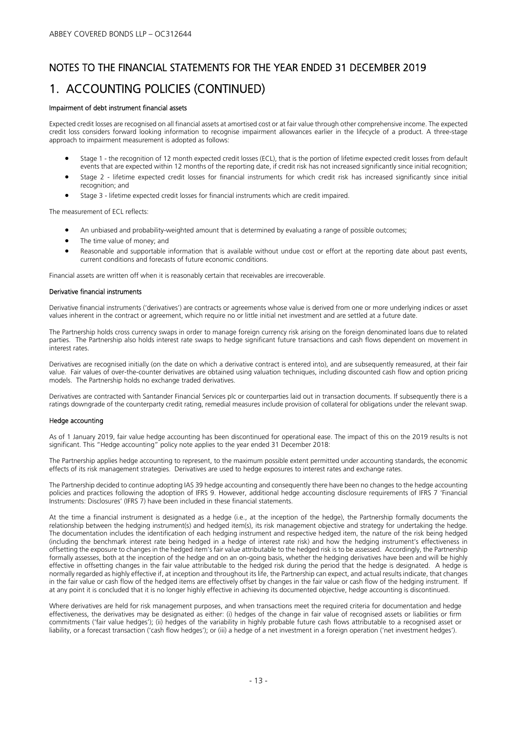# NOTES TO THE FINANCIAL STATEMENTS FOR THE YEAR ENDED 31 DECEMBER 2019

# 1. ACCOUNTING POLICIES (CONTINUED)

**Impairment of debt instrument financial assets**

Expected credit losses are recognised on all financial assets at amortised cost or at fair value through other comprehensive income. The expected credit loss considers forward looking information to recognise impairment allowances earlier in the lifecycle of a product. A three-stage approach to impairment measurement is adopted as follows:

- Stage 1 - the recognition of 12 month expected credit losses (ECL), that is the portion of lifetime expected credit losses from default events that are expected within 12 months of the reporting date, if credit risk has not increased significantly since initial recognition;
- Stage 2 - lifetime expected credit losses for financial instruments for which credit risk has increased significantly since initial recognition; and
- Stage 3 - lifetime expected credit losses for financial instruments which are credit impaired.

The measurement of ECL reflects:

- An unbiased and probability-weighted amount that is determined by evaluating a range of possible outcomes;
- The time value of money; and
- Reasonable and supportable information that is available without undue cost or effort at the reporting date about past events, current conditions and forecasts of future economic conditions.

Financial assets are written off when it is reasonably certain that receivables are irrecoverable.

**Derivative financial instruments**

Derivative financial instruments ('derivatives') are contracts or agreements whose value is derived from one or more underlying indices or asset values inherent in the contract or agreement, which require no or little initial net investment and are settled at a future date.

The Partnership holds cross currency swaps in order to manage foreign currency risk arising on the foreign denominated loans due to related parties. The Partnership also holds interest rate swaps to hedge significant future transactions and cash flows dependent on movement in interest rates.

Derivatives are recognised initially (on the date on which a derivative contract is entered into), and are subsequently remeasured, at their fair value. Fair values of over-the-counter derivatives are obtained using valuation techniques, including discounted cash flow and option pricing models. The Partnership holds no exchange traded derivatives.

Derivatives are contracted with Santander Financial Services plc or counterparties laid out in transaction documents. If subsequently there is a ratings downgrade of the counterparty credit rating, remedial measures include provision of collateral for obligations under the relevant swap.

**Hedge accounting**

As of 1 January 2019, fair value hedge accounting has been discontinued for operational ease. The impact of this on the 2019 results is not significant. This "Hedge accounting" policy note applies to the year ended 31 December 2018:

The Partnership applies hedge accounting to represent, to the maximum possible extent permitted under accounting standards, the economic effects of its risk management strategies. Derivatives are used to hedge exposures to interest rates and exchange rates.

The Partnership decided to continue adopting IAS 39 hedge accounting and consequently there have been no changes to the hedge accounting policies and practices following the adoption of IFRS 9. However, additional hedge accounting disclosure requirements of IFRS 7 'Financial Instruments: Disclosures' (IFRS 7) have been included in these financial statements.

At the time a financial instrument is designated as a hedge (i.e., at the inception of the hedge), the Partnership formally documents the relationship between the hedging instrument(s) and hedged item(s), its risk management objective and strategy for undertaking the hedge. The documentation includes the identification of each hedging instrument and respective hedged item, the nature of the risk being hedged (including the benchmark interest rate being hedged in a hedge of interest rate risk) and how the hedging instrument's effectiveness in offsetting the exposure to changes in the hedged item's fair value attributable to the hedged risk is to be assessed. Accordingly, the Partnership formally assesses, both at the inception of the hedge and on an on-going basis, whether the hedging derivatives have been and will be highly effective in offsetting changes in the fair value attributable to the hedged risk during the period that the hedge is designated. A hedge is normally regarded as highly effective if, at inception and throughout its life, the Partnership can expect, and actual results indicate, that changes in the fair value or cash flow of the hedged items are effectively offset by changes in the fair value or cash flow of the hedging instrument. If at any point it is concluded that it is no longer highly effective in achieving its documented objective, hedge accounting is discontinued.

Where derivatives are held for risk management purposes, and when transactions meet the required criteria for documentation and hedge effectiveness, the derivatives may be designated as either: (i) hedges of the change in fair value of recognised assets or liabilities or firm commitments ('fair value hedges'); (ii) hedges of the variability in highly probable future cash flows attributable to a recognised asset or liability, or a forecast transaction ('cash flow hedges'); or (iii) a hedge of a net investment in a foreign operation ('net investment hedges').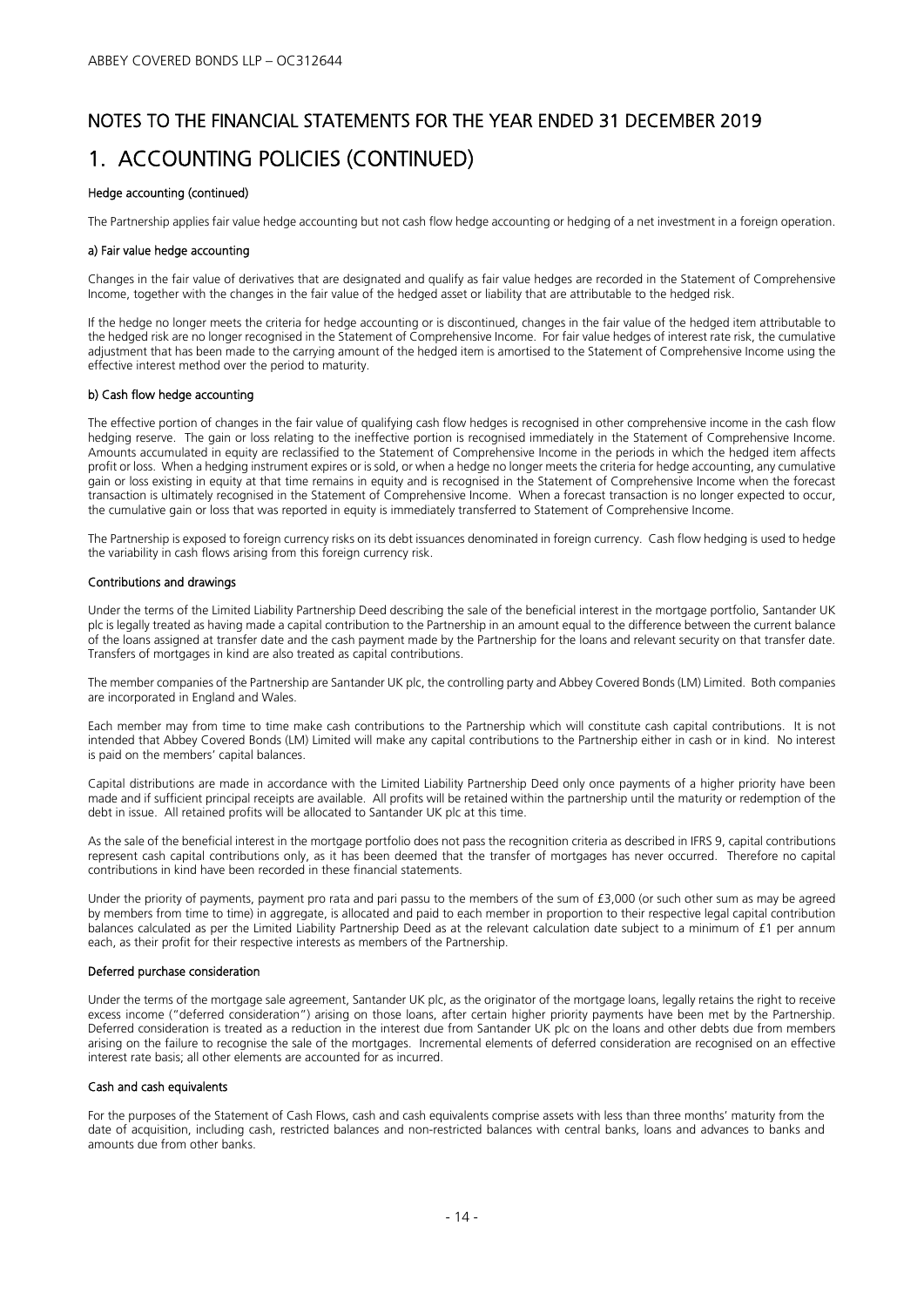# NOTES TO THE FINANCIAL STATEMENTS FOR THE YEAR ENDED 31 DECEMBER 2019

# 1. ACCOUNTING POLICIES (CONTINUED)

### Hedge accounting (continued)

The Partnership applies fair value hedge accounting but not cash flow hedge accounting or hedging of a net investment in a foreign operation.

#### a) Fair value hedge accounting

Changes in the fair value of derivatives that are designated and qualify as fair value hedges are recorded in the Statement of Comprehensive Income, together with the changes in the fair value of the hedged asset or liability that are attributable to the hedged risk.

If the hedge no longer meets the criteria for hedge accounting or is discontinued, changes in the fair value of the hedged item attributable to the hedged risk are no longer recognised in the Statement of Comprehensive Income. For fair value hedges of interest rate risk, the cumulative adjustment that has been made to the carrying amount of the hedged item is amortised to the Statement of Comprehensive Income using the effective interest method over the period to maturity.

#### b) Cash flow hedge accounting

The effective portion of changes in the fair value of qualifying cash flow hedges is recognised in other comprehensive income in the cash flow hedging reserve. The gain or loss relating to the ineffective portion is recognised immediately in the Statement of Comprehensive Income. Amounts accumulated in equity are reclassified to the Statement of Comprehensive Income in the periods in which the hedged item affects profit or loss. When a hedging instrument expires or is sold, or when a hedge no longer meets the criteria for hedge accounting, any cumulative gain or loss existing in equity at that time remains in equity and is recognised in the Statement of Comprehensive Income when the forecast transaction is ultimately recognised in the Statement of Comprehensive Income. When a forecast transaction is no longer expected to occur, the cumulative gain or loss that was reported in equity is immediately transferred to Statement of Comprehensive Income.

The Partnership is exposed to foreign currency risks on its debt issuances denominated in foreign currency. Cash flow hedging is used to hedge the variability in cash flows arising from this foreign currency risk.

### Contributions and drawings

Under the terms of the Limited Liability Partnership Deed describing the sale of the beneficial interest in the mortgage portfolio, Santander UK plc is legally treated as having made a capital contribution to the Partnership in an amount equal to the difference between the current balance of the loans assigned at transfer date and the cash payment made by the Partnership for the loans and relevant security on that transfer date. Transfers of mortgages in kind are also treated as capital contributions.

The member companies of the Partnership are Santander UK plc, the controlling party and Abbey Covered Bonds (LM) Limited. Both companies are incorporated in England and Wales.

Each member may from time to time make cash contributions to the Partnership which will constitute cash capital contributions. It is not intended that Abbey Covered Bonds (LM) Limited will make any capital contributions to the Partnership either in cash or in kind. No interest is paid on the members' capital balances.

Capital distributions are made in accordance with the Limited Liability Partnership Deed only once payments of a higher priority have been made and if sufficient principal receipts are available. All profits will be retained within the partnership until the maturity or redemption of the debt in issue. All retained profits will be allocated to Santander UK plc at this time.

As the sale of the beneficial interest in the mortgage portfolio does not pass the recognition criteria as described in IFRS 9, capital contributions represent cash capital contributions only, as it has been deemed that the transfer of mortgages has never occurred. Therefore no capital contributions in kind have been recorded in these financial statements.

Under the priority of payments, payment pro rata and pari passu to the members of the sum of £3,000 (or such other sum as may be agreed by members from time to time) in aggregate, is allocated and paid to each member in proportion to their respective legal capital contribution balances calculated as per the Limited Liability Partnership Deed as at the relevant calculation date subject to a minimum of £1 per annum each, as their profit for their respective interests as members of the Partnership.

### Deferred purchase consideration

Under the terms of the mortgage sale agreement, Santander UK plc, as the originator of the mortgage loans, legally retains the right to receive excess income ("deferred consideration") arising on those loans, after certain higher priority payments have been met by the Partnership. Deferred consideration is treated as a reduction in the interest due from Santander UK plc on the loans and other debts due from members arising on the failure to recognise the sale of the mortgages. Incremental elements of deferred consideration are recognised on an effective interest rate basis; all other elements are accounted for as incurred.

### Cash and cash equivalents

For the purposes of the Statement of Cash Flows, cash and cash equivalents comprise assets with less than three months' maturity from the date of acquisition, including cash, restricted balances and non-restricted balances with central banks, loans and advances to banks and amounts due from other banks.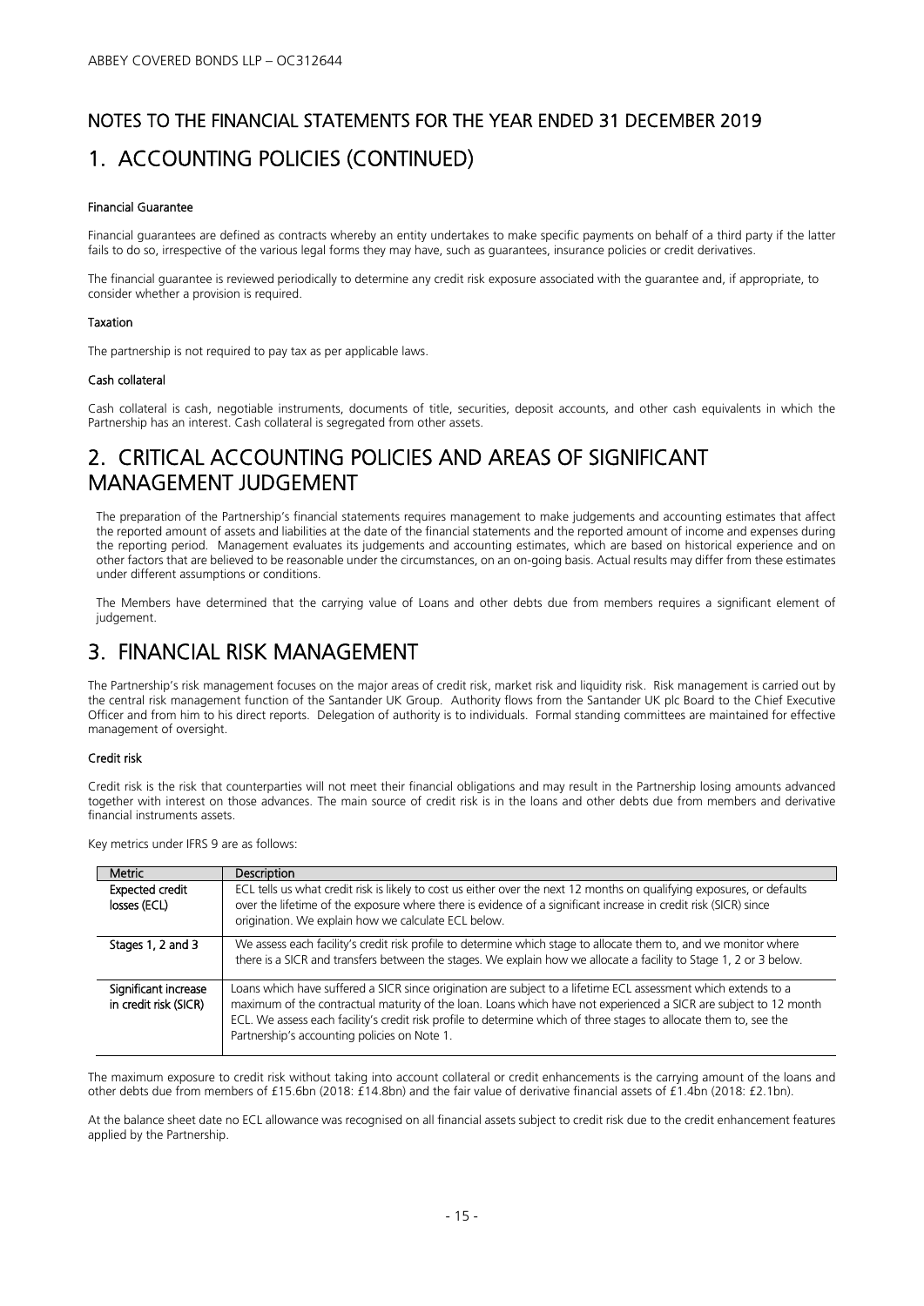# NOTES TO THE FINANCIAL STATEMENTS FOR THE YEAR ENDED 31 DECEMBER 2019

# 1. ACCOUNTING POLICIES (CONTINUED)

### Financial Guarantee

Financial guarantees are defined as contracts whereby an entity undertakes to make specific payments on behalf of a third party if the latter fails to do so, irrespective of the various legal forms they may have, such as guarantees, insurance policies or credit derivatives.

The financial guarantee is reviewed periodically to determine any credit risk exposure associated with the guarantee and, if appropriate, to consider whether a provision is required.

### Taxation

The partnership is not required to pay tax as per applicable laws.

### Cash collateral

Cash collateral is cash, negotiable instruments, documents of title, securities, deposit accounts, and other cash equivalents in which the Partnership has an interest. Cash collateral is segregated from other assets.

# 2. CRITICAL ACCOUNTING POLICIES AND AREAS OF SIGNIFICANT MANAGEMENT JUDGEMENT

The preparation of the Partnership's financial statements requires management to make judgements and accounting estimates that affect the reported amount of assets and liabilities at the date of the financial statements and the reported amount of income and expenses during the reporting period. Management evaluates its judgements and accounting estimates, which are based on historical experience and on other factors that are believed to be reasonable under the circumstances, on an on-going basis. Actual results may differ from these estimates under different assumptions or conditions.

The Members have determined that the carrying value of Loans and other debts due from members requires a significant element of judgement.

# 3. FINANCIAL RISK MANAGEMENT

The Partnership's risk management focuses on the major areas of credit risk, market risk and liquidity risk. Risk management is carried out by the central risk management function of the Santander UK Group. Authority flows from the Santander UK plc Board to the Chief Executive Officer and from him to his direct reports. Delegation of authority is to individuals. Formal standing committees are maintained for effective management of oversight.

### Credit risk

Credit risk is the risk that counterparties will not meet their financial obligations and may result in the Partnership losing amounts advanced together with interest on those advances. The main source of credit risk is in the loans and other debts due from members and derivative financial instruments assets.

Key metrics under IFRS 9 are as follows:

| Metric | Description |
|---|---|
| Expected credit losses (ECL) | ECL tells us what credit risk is likely to cost us either over the next 12 months on qualifying exposures, or defaults over the lifetime of the exposure where there is evidence of a significant increase in credit risk (SICR) since origination. We explain how we calculate ECL below. |
| Stages 1, 2 and 3 | We assess each facility's credit risk profile to determine which stage to allocate them to, and we monitor where there is a SICR and transfers between the stages. We explain how we allocate a facility to Stage 1, 2 or 3 below. |
| Significant increase in credit risk (SICR) | Loans which have suffered a SICR since origination are subject to a lifetime ECL assessment which extends to a maximum of the contractual maturity of the loan. Loans which have not experienced a SICR are subject to 12 month ECL. We assess each facility's credit risk profile to determine which of three stages to allocate them to, see the Partnership's accounting policies on Note 1. |

The maximum exposure to credit risk without taking into account collateral or credit enhancements is the carrying amount of the loans and other debts due from members of £15.6bn (2018: £14.8bn) and the fair value of derivative financial assets of £1.4bn (2018: £2.1bn).

At the balance sheet date no ECL allowance was recognised on all financial assets subject to credit risk due to the credit enhancement features applied by the Partnership.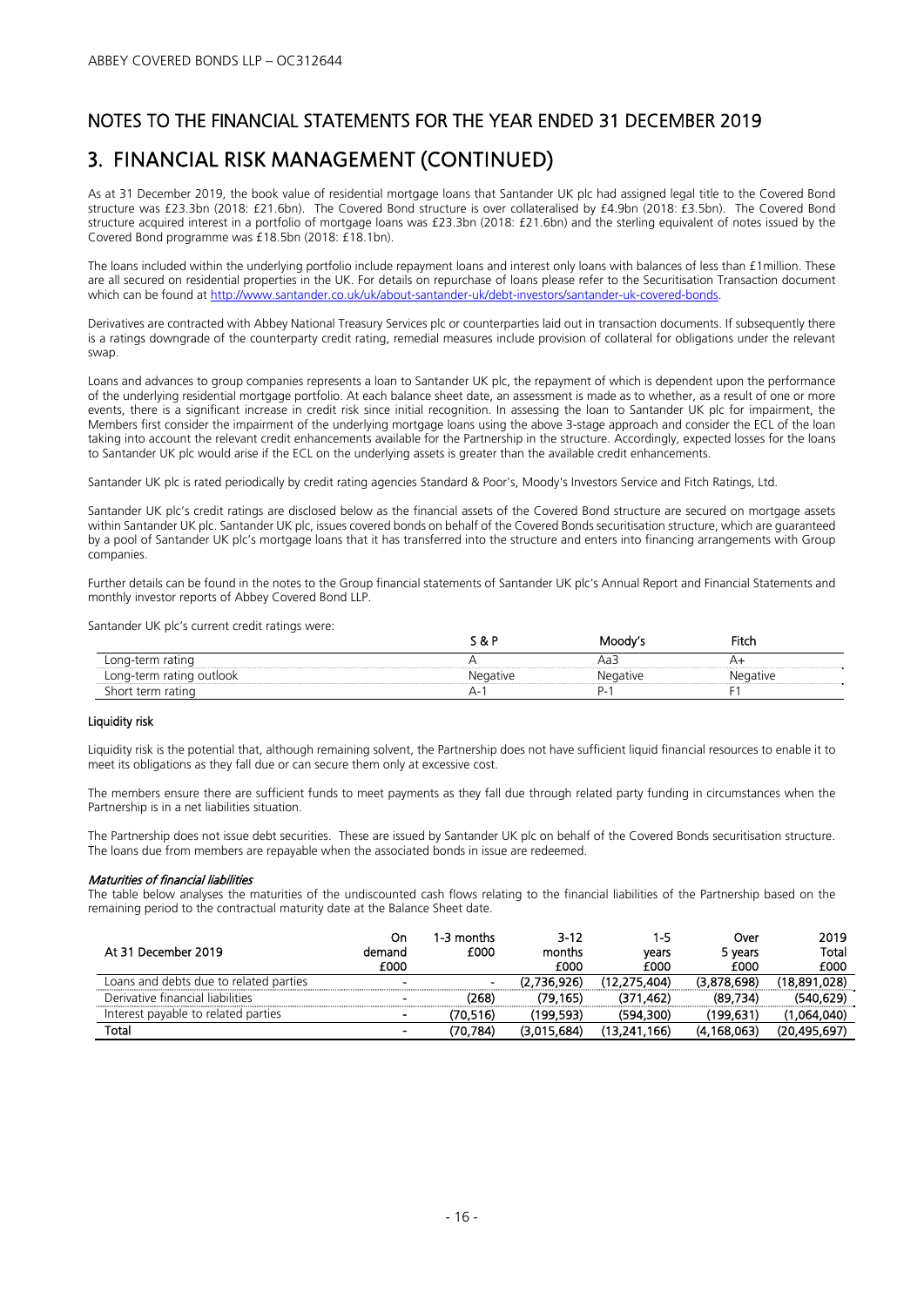## NOTES TO THE FINANCIAL STATEMENTS FOR THE YEAR ENDED 31 DECEMBER 2019

# 3. FINANCIAL RISK MANAGEMENT (CONTINUED)

As at 31 December 2019, the book value of residential mortgage loans that Santander UK plc had assigned legal title to the Covered Bond structure was £23.3bn (2018: £21.6bn). The Covered Bond structure is over collateralised by £4.9bn (2018: £3.5bn). The Covered Bond structure acquired interest in a portfolio of mortgage loans was £23.3bn (2018: £21.6bn) and the sterling equivalent of notes issued by the Covered Bond programme was £18.5bn (2018: £18.1bn).

The loans included within the underlying portfolio include repayment loans and interest only loans with balances of less than £1million. These are all secured on residential properties in the UK. For details on repurchase of loans please refer to the Securitisation Transaction document which can be found at http://www.santander.co.uk/uk/about-santander-uk/debt-investors/santander-uk-covered-bonds.

Derivatives are contracted with Abbey National Treasury Services plc or counterparties laid out in transaction documents. If subsequently there is a ratings downgrade of the counterparty credit rating, remedial measures include provision of collateral for obligations under the relevant swap.

Loans and advances to group companies represents a loan to Santander UK plc, the repayment of which is dependent upon the performance of the underlying residential mortgage portfolio. At each balance sheet date, an assessment is made as to whether, as a result of one or more events, there is a significant increase in credit risk since initial recognition. In assessing the loan to Santander UK plc for impairment, the Members first consider the impairment of the underlying mortgage loans using the above 3-stage approach and consider the ECL of the loan taking into account the relevant credit enhancements available for the Partnership in the structure. Accordingly, expected losses for the loans to Santander UK plc would arise if the ECL on the underlying assets is greater than the available credit enhancements.

Santander UK plc is rated periodically by credit rating agencies Standard & Poor's, Moody's Investors Service and Fitch Ratings, Ltd.

Santander UK plc's credit ratings are disclosed below as the financial assets of the Covered Bond structure are secured on mortgage assets within Santander UK plc. Santander UK plc, issues covered bonds on behalf of the Covered Bonds securitisation structure, which are guaranteed by a pool of Santander UK plc's mortgage loans that it has transferred into the structure and enters into financing arrangements with Group companies.

Further details can be found in the notes to the Group financial statements of Santander UK plc's Annual Report and Financial Statements and monthly investor reports of Abbey Covered Bond LLP.

Santander UK plc's current credit ratings were:

| | S & P | Moody's | Fitch |
|---|---|---|---|
| Long-term rating | A | Aa3 | A+ |
| Long-term rating outlook | Negative | Negative | Negative |
| Short term rating | A-1 | P-1 | F1 |

**Liquidity risk**

Liquidity risk is the potential that, although remaining solvent, the Partnership does not have sufficient liquid financial resources to enable it to meet its obligations as they fall due or can secure them only at excessive cost.

The members ensure there are sufficient funds to meet payments as they fall due through related party funding in circumstances when the Partnership is in a net liabilities situation.

The Partnership does not issue debt securities. These are issued by Santander UK plc on behalf of the Covered Bonds securitisation structure. The loans due from members are repayable when the associated bonds in issue are redeemed.

***Maturities of financial liabilities***

The table below analyses the maturities of the undiscounted cash flows relating to the financial liabilities of the Partnership based on the remaining period to the contractual maturity date at the Balance Sheet date.

| At 31 December 2019 | On demand £000 | 1-3 months £000 | 3-12 months £000 | 1-5 years £000 | Over 5 years £000 | 2019 Total £000 |
|---|---|---|---|---|---|---|
| Loans and debts due to related parties | - | - | (2,736,926) | (12,275,404) | (3,878,698) | (18,891,028) |
| Derivative financial liabilities | - | (268) | (79,165) | (371,462) | (89,734) | (540,629) |
| Interest payable to related parties | - | (70,516) | (199,593) | (594,300) | (199,631) | (1,064,040) |
| **Total** | - | **(70,784)** | **(3,015,684)** | **(13,241,166)** | **(4,168,063)** | **(20,495,697)** |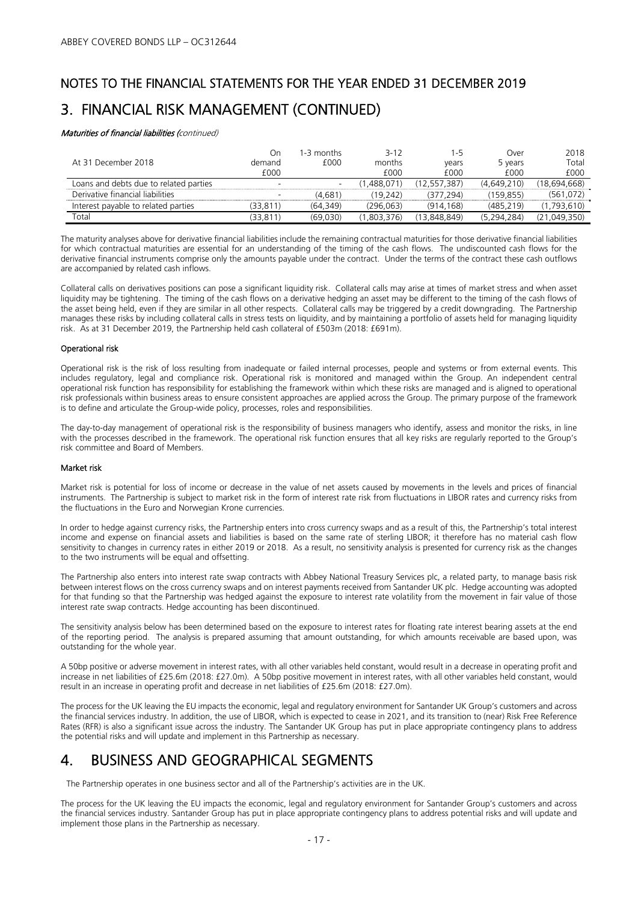ABBEY COVERED BONDS LLP – OC312644

# NOTES TO THE FINANCIAL STATEMENTS FOR THE YEAR ENDED 31 DECEMBER 2019

## 3. FINANCIAL RISK MANAGEMENT (CONTINUED)

***Maturities of financial liabilities*** *(continued)*

| At 31 December 2018 | On demand £000 | 1-3 months £000 | 3-12 months £000 | 1-5 years £000 | Over 5 years £000 | 2018 Total £000 |
|---|---|---|---|---|---|---|
| Loans and debts due to related parties | - | - | (1,488,071) | (12,557,387) | (4,649,210) | (18,694,668) |
| Derivative financial liabilities | - | (4,681) | (19,242) | (377,294) | (159,855) | (561,072) |
| Interest payable to related parties | (33,811) | (64,349) | (296,063) | (914,168) | (485,219) | (1,793,610) |
| Total | (33,811) | (69,030) | (1,803,376) | (13,848,849) | (5,294,284) | (21,049,350) |

The maturity analyses above for derivative financial liabilities include the remaining contractual maturities for those derivative financial liabilities for which contractual maturities are essential for an understanding of the timing of the cash flows. The undiscounted cash flows for the derivative financial instruments comprise only the amounts payable under the contract. Under the terms of the contract these cash outflows are accompanied by related cash inflows.

Collateral calls on derivatives positions can pose a significant liquidity risk. Collateral calls may arise at times of market stress and when asset liquidity may be tightening. The timing of the cash flows on a derivative hedging an asset may be different to the timing of the cash flows of the asset being held, even if they are similar in all other respects. Collateral calls may be triggered by a credit downgrading. The Partnership manages these risks by including collateral calls in stress tests on liquidity, and by maintaining a portfolio of assets held for managing liquidity risk. As at 31 December 2019, the Partnership held cash collateral of £503m (2018: £691m).

**Operational risk**

Operational risk is the risk of loss resulting from inadequate or failed internal processes, people and systems or from external events. This includes regulatory, legal and compliance risk. Operational risk is monitored and managed within the Group. An independent central operational risk function has responsibility for establishing the framework within which these risks are managed and is aligned to operational risk professionals within business areas to ensure consistent approaches are applied across the Group. The primary purpose of the framework is to define and articulate the Group-wide policy, processes, roles and responsibilities.

The day-to-day management of operational risk is the responsibility of business managers who identify, assess and monitor the risks, in line with the processes described in the framework. The operational risk function ensures that all key risks are regularly reported to the Group's risk committee and Board of Members.

**Market risk**

Market risk is potential for loss of income or decrease in the value of net assets caused by movements in the levels and prices of financial instruments. The Partnership is subject to market risk in the form of interest rate risk from fluctuations in LIBOR rates and currency risks from the fluctuations in the Euro and Norwegian Krone currencies.

In order to hedge against currency risks, the Partnership enters into cross currency swaps and as a result of this, the Partnership's total interest income and expense on financial assets and liabilities is based on the same rate of sterling LIBOR; it therefore has no material cash flow sensitivity to changes in currency rates in either 2019 or 2018. As a result, no sensitivity analysis is presented for currency risk as the changes to the two instruments will be equal and offsetting.

The Partnership also enters into interest rate swap contracts with Abbey National Treasury Services plc, a related party, to manage basis risk between interest flows on the cross currency swaps and on interest payments received from Santander UK plc. Hedge accounting was adopted for that funding so that the Partnership was hedged against the exposure to interest rate volatility from the movement in fair value of those interest rate swap contracts. Hedge accounting has been discontinued.

The sensitivity analysis below has been determined based on the exposure to interest rates for floating rate interest bearing assets at the end of the reporting period. The analysis is prepared assuming that amount outstanding, for which amounts receivable are based upon, was outstanding for the whole year.

A 50bp positive or adverse movement in interest rates, with all other variables held constant, would result in a decrease in operating profit and increase in net liabilities of £25.6m (2018: £27.0m). A 50bp positive movement in interest rates, with all other variables held constant, would result in an increase in operating profit and decrease in net liabilities of £25.6m (2018: £27.0m).

The process for the UK leaving the EU impacts the economic, legal and regulatory environment for Santander UK Group's customers and across the financial services industry. In addition, the use of LIBOR, which is expected to cease in 2021, and its transition to (near) Risk Free Reference Rates (RFR) is also a significant issue across the industry. The Santander UK Group has put in place appropriate contingency plans to address the potential risks and will update and implement in this Partnership as necessary.

## 4. BUSINESS AND GEOGRAPHICAL SEGMENTS

The Partnership operates in one business sector and all of the Partnership's activities are in the UK.

The process for the UK leaving the EU impacts the economic, legal and regulatory environment for Santander Group's customers and across the financial services industry. Santander Group has put in place appropriate contingency plans to address potential risks and will update and implement those plans in the Partnership as necessary.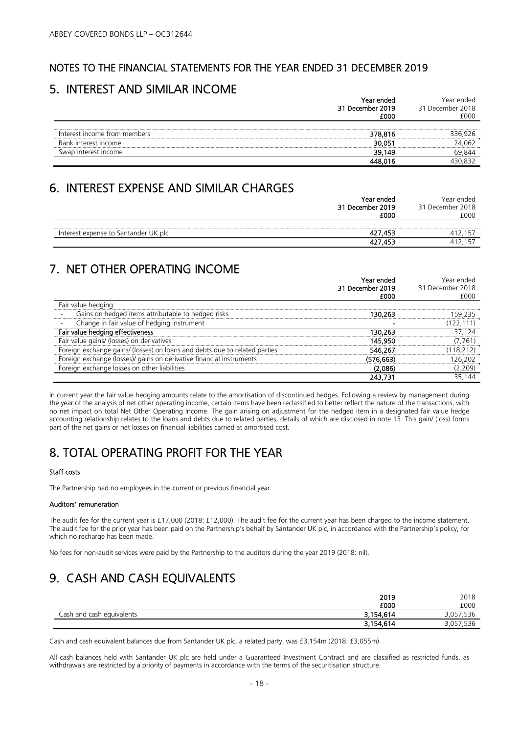## NOTES TO THE FINANCIAL STATEMENTS FOR THE YEAR ENDED 31 DECEMBER 2019

# 5. INTEREST AND SIMILAR INCOME

| | Year ended 31 December 2019 £000 | Year ended 31 December 2018 £000 |
|---|---|---|
| Interest income from members | 378,816 | 336,926 |
| Bank interest income | 30,051 | 24,062 |
| Swap interest income | 39,149 | 69,844 |
| | 448,016 | 430,832 |

# 6. INTEREST EXPENSE AND SIMILAR CHARGES

| | Year ended 31 December 2019 £000 | Year ended 31 December 2018 £000 |
|---|---|---|
| Interest expense to Santander UK plc | 427,453 | 412,157 |
| | 427,453 | 412,157 |

# 7. NET OTHER OPERATING INCOME

| | Year ended 31 December 2019 £000 | Year ended 31 December 2018 £000 |
|---|---|---|
| Fair value hedging: | | |
| - Gains on hedged items attributable to hedged risks | 130,263 | 159,235 |
| - Change in fair value of hedging instrument | - | (122,111) |
| **Fair value hedging effectiveness** | 130,263 | 37,124 |
| Fair value gains/ (losses) on derivatives | 145,950 | (7,761) |
| Foreign exchange gains/ (losses) on loans and debts due to related parties | 546,267 | (118,212) |
| Foreign exchange (losses)/ gains on derivative financial instruments | (576,663) | 126,202 |
| Foreign exchange losses on other liabilities | (2,086) | (2,209) |
| | 243,731 | 35,144 |

In current year the fair value hedging amounts relate to the amortisation of discontinued hedges. Following a review by management during the year of the analysis of net other operating income, certain items have been reclassified to better reflect the nature of the transactions, with no net impact on total Net Other Operating Income. The gain arising on adjustment for the hedged item in a designated fair value hedge accounting relationship relates to the loans and debts due to related parties, details of which are disclosed in note 13. This gain/ (loss) forms part of the net gains or net losses on financial liabilities carried at amortised cost.

# 8. TOTAL OPERATING PROFIT FOR THE YEAR

**Staff costs**

The Partnership had no employees in the current or previous financial year.

**Auditors' remuneration**

The audit fee for the current year is £17,000 (2018: £12,000). The audit fee for the current year has been charged to the income statement. The audit fee for the prior year has been paid on the Partnership's behalf by Santander UK plc, in accordance with the Partnership's policy, for which no recharge has been made.

No fees for non-audit services were paid by the Partnership to the auditors during the year 2019 (2018: nil).

# 9. CASH AND CASH EQUIVALENTS

| | 2019 £000 | 2018 £000 |
|---|---|---|
| Cash and cash equivalents | 3,154,614 | 3,057,536 |
| | 3,154,614 | 3,057,536 |

Cash and cash equivalent balances due from Santander UK plc, a related party, was £3,154m (2018: £3,055m).

All cash balances held with Santander UK plc are held under a Guaranteed Investment Contract and are classified as restricted funds, as withdrawals are restricted by a priority of payments in accordance with the terms of the securitisation structure.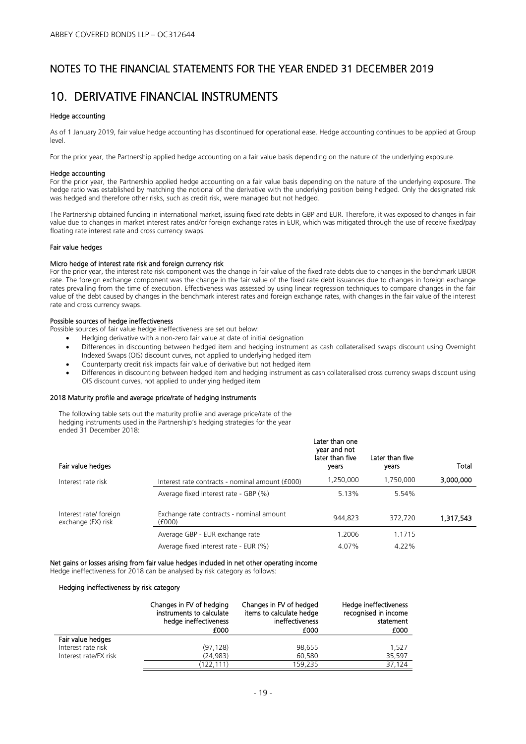# NOTES TO THE FINANCIAL STATEMENTS FOR THE YEAR ENDED 31 DECEMBER 2019

# 10. DERIVATIVE FINANCIAL INSTRUMENTS

#### Hedge accounting

As of 1 January 2019, fair value hedge accounting has discontinued for operational ease. Hedge accounting continues to be applied at Group level.

For the prior year, the Partnership applied hedge accounting on a fair value basis depending on the nature of the underlying exposure.

#### Hedge accounting

For the prior year, the Partnership applied hedge accounting on a fair value basis depending on the nature of the underlying exposure. The hedge ratio was established by matching the notional of the derivative with the underlying position being hedged. Only the designated risk was hedged and therefore other risks, such as credit risk, were managed but not hedged.

The Partnership obtained funding in international market, issuing fixed rate debts in GBP and EUR. Therefore, it was exposed to changes in fair value due to changes in market interest rates and/or foreign exchange rates in EUR, which was mitigated through the use of receive fixed/pay floating rate interest rate and cross currency swaps.

#### Fair value hedges

#### Micro hedge of interest rate risk and foreign currency risk

For the prior year, the interest rate risk component was the change in fair value of the fixed rate debts due to changes in the benchmark LIBOR rate. The foreign exchange component was the change in the fair value of the fixed rate debt issuances due to changes in foreign exchange rates prevailing from the time of execution. Effectiveness was assessed by using linear regression techniques to compare changes in the fair value of the debt caused by changes in the benchmark interest rates and foreign exchange rates, with changes in the fair value of the interest rate and cross currency swaps.

#### Possible sources of hedge ineffectiveness

Possible sources of fair value hedge ineffectiveness are set out below:

- Hedging derivative with a non-zero fair value at date of initial designation
- Differences in discounting between hedged item and hedging instrument as cash collateralised swaps discount using Overnight Indexed Swaps (OIS) discount curves, not applied to underlying hedged item
- Counterparty credit risk impacts fair value of derivative but not hedged item
- Differences in discounting between hedged item and hedging instrument as cash collateralised cross currency swaps discount using OIS discount curves, not applied to underlying hedged item

#### 2018 Maturity profile and average price/rate of hedging instruments

The following table sets out the maturity profile and average price/rate of the hedging instruments used in the Partnership's hedging strategies for the year ended 31 December 2018:

| Fair value hedges | | Later than one year and not later than five years | Later than five years | Total |
|---|---|---|---|---|
| Interest rate risk | Interest rate contracts - nominal amount (£000) | 1,250,000 | 1,750,000 | 3,000,000 |
| | Average fixed interest rate - GBP (%) | 5.13% | 5.54% | |
| Interest rate/ foreign exchange (FX) risk | Exchange rate contracts - nominal amount (£000) | 944,823 | 372,720 | 1,317,543 |
| | Average GBP - EUR exchange rate | 1.2006 | 1.1715 | |
| | Average fixed interest rate - EUR (%) | 4.07% | 4.22% | |

#### Net gains or losses arising from fair value hedges included in net other operating income

Hedge ineffectiveness for 2018 can be analysed by risk category as follows:

#### Hedging ineffectiveness by risk category

| | Changes in FV of hedging instruments to calculate hedge ineffectiveness £000 | Changes in FV of hedged items to calculate hedge ineffectiveness £000 | Hedge ineffectiveness recognised in income statement £000 |
|---|---|---|---|
| **Fair value hedges** | | | |
| Interest rate risk | (97,128) | 98,655 | 1,527 |
| Interest rate/FX risk | (24,983) | 60,580 | 35,597 |
| | (122,111) | 159,235 | 37,124 |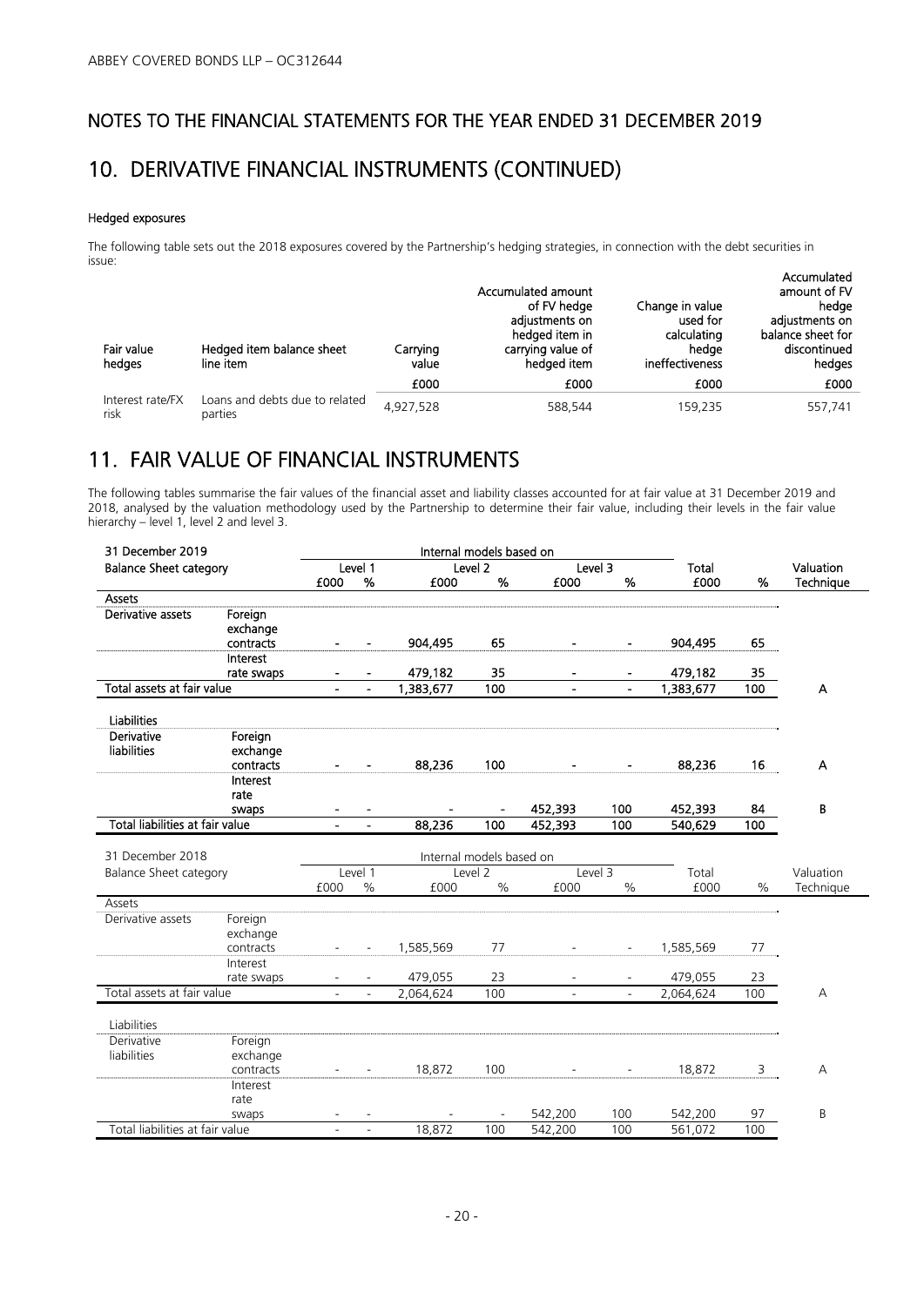## NOTES TO THE FINANCIAL STATEMENTS FOR THE YEAR ENDED 31 DECEMBER 2019

# 10. DERIVATIVE FINANCIAL INSTRUMENTS (CONTINUED)

### Hedged exposures

The following table sets out the 2018 exposures covered by the Partnership's hedging strategies, in connection with the debt securities in issue:

| Fair value hedges | Hedged item balance sheet line item | Carrying value | Accumulated amount of FV hedge adjustments on hedged item in carrying value of hedged item | Change in value used for calculating hedge ineffectiveness | Accumulated amount of FV hedge adjustments on balance sheet for discontinued hedges |
|---|---|---|---|---|---|
| | | £000 | £000 | £000 | £000 |
| Interest rate/FX risk | Loans and debts due to related parties | 4,927,528 | 588,544 | 159,235 | 557,741 |

# 11. FAIR VALUE OF FINANCIAL INSTRUMENTS

The following tables summarise the fair values of the financial asset and liability classes accounted for at fair value at 31 December 2019 and 2018, analysed by the valuation methodology used by the Partnership to determine their fair value, including their levels in the fair value hierarchy – level 1, level 2 and level 3.

| 31 December 2019 | | | | Internal models based on | | | | | | |
|---|---|---|---|---|---|---|---|---|---|---|
| Balance Sheet category | | Level 1 | | Level 2 | | Level 3 | | Total | | Valuation |
| | | £000 | % | £000 | % | £000 | % | £000 | % | Technique |
| **Assets** | | | | | | | | | | |
| Derivative assets | Foreign exchange contracts | - | - | 904,495 | 65 | - | - | 904,495 | 65 | |
| | Interest rate swaps | - | - | 479,182 | 35 | - | - | 479,182 | 35 | |
| Total assets at fair value | | - | - | 1,383,677 | 100 | - | - | 1,383,677 | 100 | A |
| **Liabilities** | | | | | | | | | | |
| Derivative liabilities | Foreign exchange contracts | - | - | 88,236 | 100 | - | - | 88,236 | 16 | A |
| | Interest rate swaps | - | - | - | - | 452,393 | 100 | 452,393 | 84 | B |
| Total liabilities at fair value | | - | - | 88,236 | 100 | 452,393 | 100 | 540,629 | 100 | |

| 31 December 2018 | | | | Internal models based on | | | | | | |
|---|---|---|---|---|---|---|---|---|---|---|
| Balance Sheet category | | Level 1 | | Level 2 | | Level 3 | | Total | | Valuation |
| | | £000 | % | £000 | % | £000 | % | £000 | % | Technique |
| Assets | | | | | | | | | | |
| Derivative assets | Foreign exchange contracts | - | - | 1,585,569 | 77 | - | - | 1,585,569 | 77 | |
| | Interest rate swaps | - | - | 479,055 | 23 | - | - | 479,055 | 23 | |
| Total assets at fair value | | - | - | 2,064,624 | 100 | - | - | 2,064,624 | 100 | A |
| Liabilities | | | | | | | | | | |
| Derivative liabilities | Foreign exchange contracts | - | - | 18,872 | 100 | - | - | 18,872 | 3 | A |
| | Interest rate swaps | - | - | - | - | 542,200 | 100 | 542,200 | 97 | B |
| Total liabilities at fair value | | - | - | 18,872 | 100 | 542,200 | 100 | 561,072 | 100 | |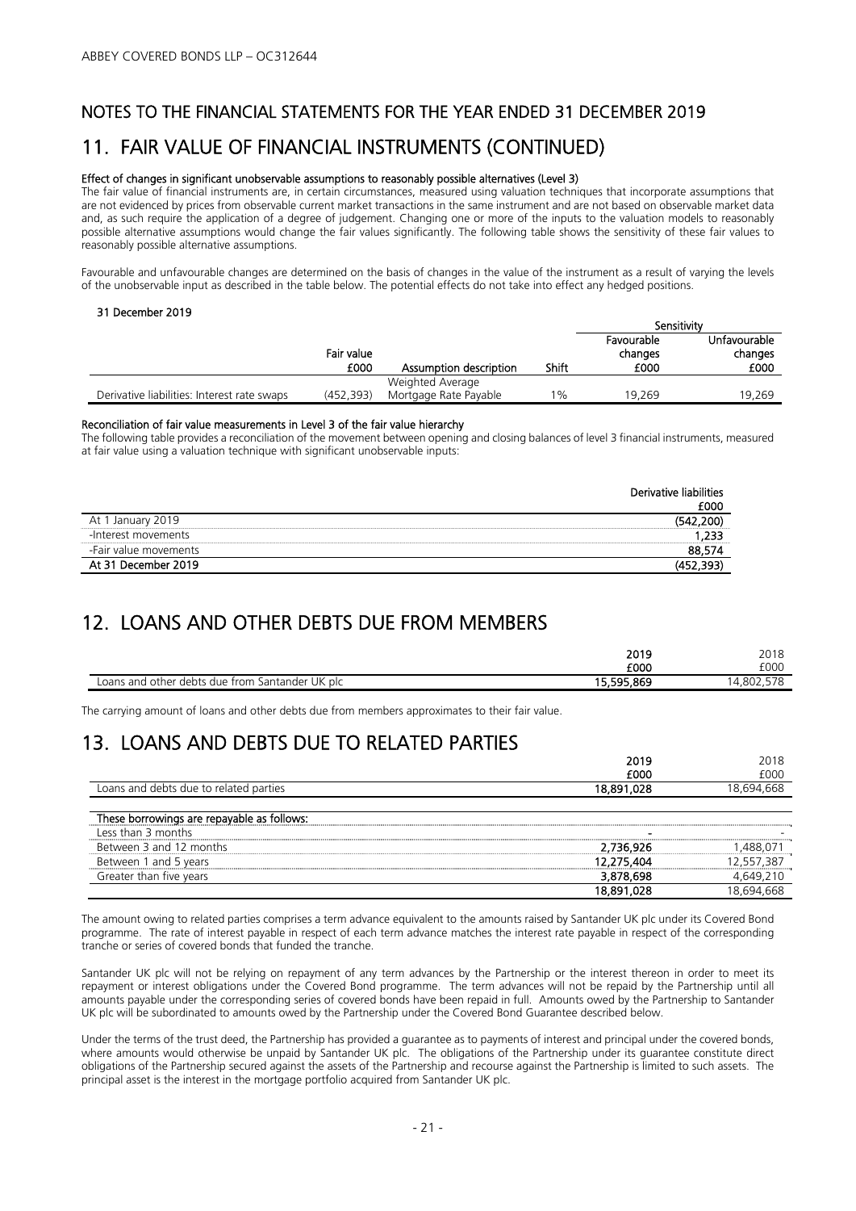## NOTES TO THE FINANCIAL STATEMENTS FOR THE YEAR ENDED 31 DECEMBER 2019

# 11. FAIR VALUE OF FINANCIAL INSTRUMENTS (CONTINUED)

**Effect of changes in significant unobservable assumptions to reasonably possible alternatives (Level 3)**

The fair value of financial instruments are, in certain circumstances, measured using valuation techniques that incorporate assumptions that are not evidenced by prices from observable current market transactions in the same instrument and are not based on observable market data and, as such require the application of a degree of judgement. Changing one or more of the inputs to the valuation models to reasonably possible alternative assumptions would change the fair values significantly. The following table shows the sensitivity of these fair values to reasonably possible alternative assumptions.

Favourable and unfavourable changes are determined on the basis of changes in the value of the instrument as a result of varying the levels of the unobservable input as described in the table below. The potential effects do not take into effect any hedged positions.

**31 December 2019**

| | | | | Sensitivity | |
|---|---|---|---|---|---|
| | Fair value £000 | Assumption description | Shift | Favourable changes £000 | Unfavourable changes £000 |
| Derivative liabilities: Interest rate swaps | (452,393) | Weighted Average Mortgage Rate Payable | 1% | 19,269 | 19,269 |

**Reconciliation of fair value measurements in Level 3 of the fair value hierarchy**

The following table provides a reconciliation of the movement between opening and closing balances of level 3 financial instruments, measured at fair value using a valuation technique with significant unobservable inputs:

| | Derivative liabilities £000 |
|---|---|
| At 1 January 2019 | (542,200) |
| -Interest movements | 1,233 |
| -Fair value movements | 88,574 |
| **At 31 December 2019** | **(452,393)** |

# 12. LOANS AND OTHER DEBTS DUE FROM MEMBERS

| | 2019 £000 | 2018 £000 |
|---|---|---|
| Loans and other debts due from Santander UK plc | 15,595,869 | 14,802,578 |

The carrying amount of loans and other debts due from members approximates to their fair value.

# 13. LOANS AND DEBTS DUE TO RELATED PARTIES

| | 2019 £000 | 2018 £000 |
|---|---|---|
| Loans and debts due to related parties | 18,891,028 | 18,694,668 |
| | | |
| **These borrowings are repayable as follows:** | | |
| Less than 3 months | - | - |
| Between 3 and 12 months | 2,736,926 | 1,488,071 |
| Between 1 and 5 years | 12,275,404 | 12,557,387 |
| Greater than five years | 3,878,698 | 4,649,210 |
| | 18,891,028 | 18,694,668 |

The amount owing to related parties comprises a term advance equivalent to the amounts raised by Santander UK plc under its Covered Bond programme. The rate of interest payable in respect of each term advance matches the interest rate payable in respect of the corresponding tranche or series of covered bonds that funded the tranche.

Santander UK plc will not be relying on repayment of any term advances by the Partnership or the interest thereon in order to meet its repayment or interest obligations under the Covered Bond programme. The term advances will not be repaid by the Partnership until all amounts payable under the corresponding series of covered bonds have been repaid in full. Amounts owed by the Partnership to Santander UK plc will be subordinated to amounts owed by the Partnership under the Covered Bond Guarantee described below.

Under the terms of the trust deed, the Partnership has provided a guarantee as to payments of interest and principal under the covered bonds, where amounts would otherwise be unpaid by Santander UK plc. The obligations of the Partnership under its guarantee constitute direct obligations of the Partnership secured against the assets of the Partnership and recourse against the Partnership is limited to such assets. The principal asset is the interest in the mortgage portfolio acquired from Santander UK plc.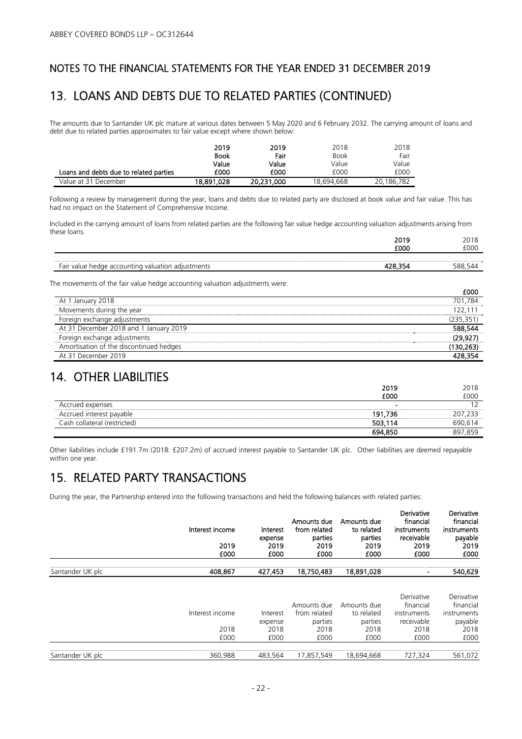## NOTES TO THE FINANCIAL STATEMENTS FOR THE YEAR ENDED 31 DECEMBER 2019

# 13. LOANS AND DEBTS DUE TO RELATED PARTIES (CONTINUED)

The amounts due to Santander UK plc mature at various dates between 5 May 2020 and 6 February 2032. The carrying amount of loans and debt due to related parties approximates to fair value except where shown below:

| Loans and debts due to related parties | 2019 Book Value £000 | 2019 Fair Value £000 | 2018 Book Value £000 | 2018 Fair Value £000 |
|---|---|---|---|---|
| Value at 31 December | 18,891,028 | 20,231,000 | 18,694,668 | 20,186,782 |

Following a review by management during the year, loans and debts due to related party are disclosed at book value and fair value. This has had no impact on the Statement of Comprehensive Income.

Included in the carrying amount of loans from related parties are the following fair value hedge accounting valuation adjustments arising from these loans.

| | 2019 £000 | 2018 £000 |
|---|---|---|
| Fair value hedge accounting valuation adjustments | 428,354 | 588,544 |

The movements of the fair value hedge accounting valuation adjustments were:

| | £000 |
|---|---|
| At 1 January 2018 | 701,784 |
| Movements during the year | 122,111 |
| Foreign exchange adjustments | (235,351) |
| At 31 December 2018 and 1 January 2019 | 588,544 |
| Foreign exchange adjustments | (29,927) |
| Amortisation of the discontinued hedges | (130,263) |
| At 31 December 2019 | 428,354 |

# 14. OTHER LIABILITIES

| | 2019 £000 | 2018 £000 |
|---|---|---|
| Accrued expenses | - | 12 |
| Accrued interest payable | 191,736 | 207,233 |
| Cash collateral (restricted) | 503,114 | 690,614 |
| | 694,850 | 897,859 |

Other liabilities include £191.7m (2018: £207.2m) of accrued interest payable to Santander UK plc. Other liabilities are deemed repayable within one year.

# 15. RELATED PARTY TRANSACTIONS

During the year, the Partnership entered into the following transactions and held the following balances with related parties:

| | Interest income 2019 £000 | Interest expense 2019 £000 | Amounts due from related parties 2019 £000 | Amounts due to related parties 2019 £000 | Derivative financial instruments receivable 2019 £000 | Derivative financial instruments payable 2019 £000 |
|---|---|---|---|---|---|---|
| Santander UK plc | 408,867 | 427,453 | 18,750,483 | 18,891,028 | - | 540,629 |

| | Interest income 2018 £000 | Interest expense 2018 £000 | Amounts due from related parties 2018 £000 | Amounts due to related parties 2018 £000 | Derivative financial instruments receivable 2018 £000 | Derivative financial instruments payable 2018 £000 |
|---|---|---|---|---|---|---|
| Santander UK plc | 360,988 | 483,564 | 17,857,549 | 18,694,668 | 727,324 | 561,072 |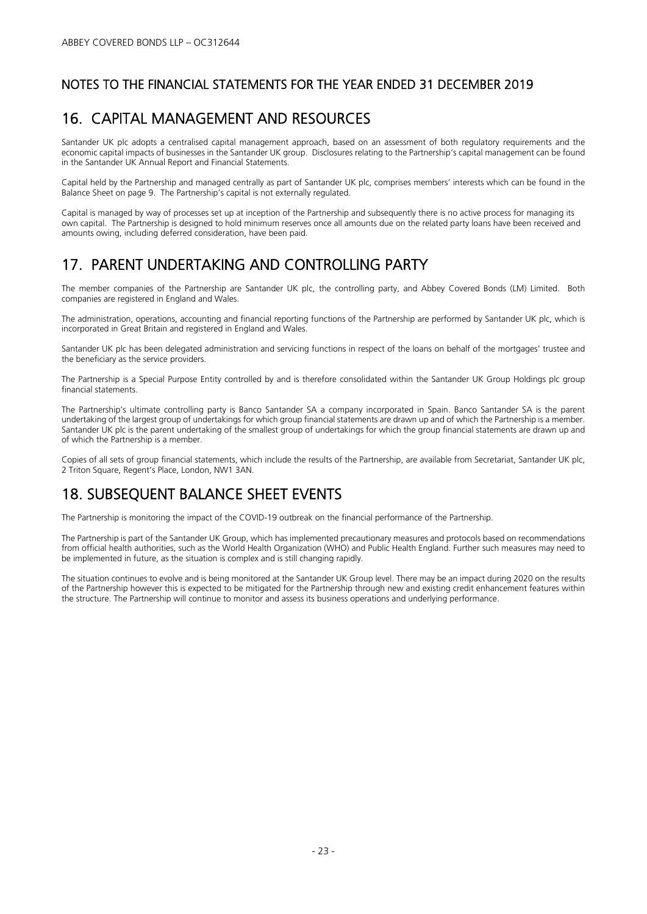## NOTES TO THE FINANCIAL STATEMENTS FOR THE YEAR ENDED 31 DECEMBER 2019

# 16. CAPITAL MANAGEMENT AND RESOURCES

Santander UK plc adopts a centralised capital management approach, based on an assessment of both regulatory requirements and the economic capital impacts of businesses in the Santander UK group. Disclosures relating to the Partnership's capital management can be found in the Santander UK Annual Report and Financial Statements.

Capital held by the Partnership and managed centrally as part of Santander UK plc, comprises members' interests which can be found in the Balance Sheet on page 9. The Partnership's capital is not externally regulated.

Capital is managed by way of processes set up at inception of the Partnership and subsequently there is no active process for managing its own capital. The Partnership is designed to hold minimum reserves once all amounts due on the related party loans have been received and amounts owing, including deferred consideration, have been paid.

# 17. PARENT UNDERTAKING AND CONTROLLING PARTY

The member companies of the Partnership are Santander UK plc, the controlling party, and Abbey Covered Bonds (LM) Limited. Both companies are registered in England and Wales.

The administration, operations, accounting and financial reporting functions of the Partnership are performed by Santander UK plc, which is incorporated in Great Britain and registered in England and Wales.

Santander UK plc has been delegated administration and servicing functions in respect of the loans on behalf of the mortgages' trustee and the beneficiary as the service providers.

The Partnership is a Special Purpose Entity controlled by and is therefore consolidated within the Santander UK Group Holdings plc group financial statements.

The Partnership's ultimate controlling party is Banco Santander SA a company incorporated in Spain. Banco Santander SA is the parent undertaking of the largest group of undertakings for which group financial statements are drawn up and of which the Partnership is a member. Santander UK plc is the parent undertaking of the smallest group of undertakings for which the group financial statements are drawn up and of which the Partnership is a member.

Copies of all sets of group financial statements, which include the results of the Partnership, are available from Secretariat, Santander UK plc, 2 Triton Square, Regent's Place, London, NW1 3AN.

# 18. SUBSEQUENT BALANCE SHEET EVENTS

The Partnership is monitoring the impact of the COVID-19 outbreak on the financial performance of the Partnership.

The Partnership is part of the Santander UK Group, which has implemented precautionary measures and protocols based on recommendations from official health authorities, such as the World Health Organization (WHO) and Public Health England. Further such measures may need to be implemented in future, as the situation is complex and is still changing rapidly.

The situation continues to evolve and is being monitored at the Santander UK Group level. There may be an impact during 2020 on the results of the Partnership however this is expected to be mitigated for the Partnership through new and existing credit enhancement features within the structure. The Partnership will continue to monitor and assess its business operations and underlying performance.